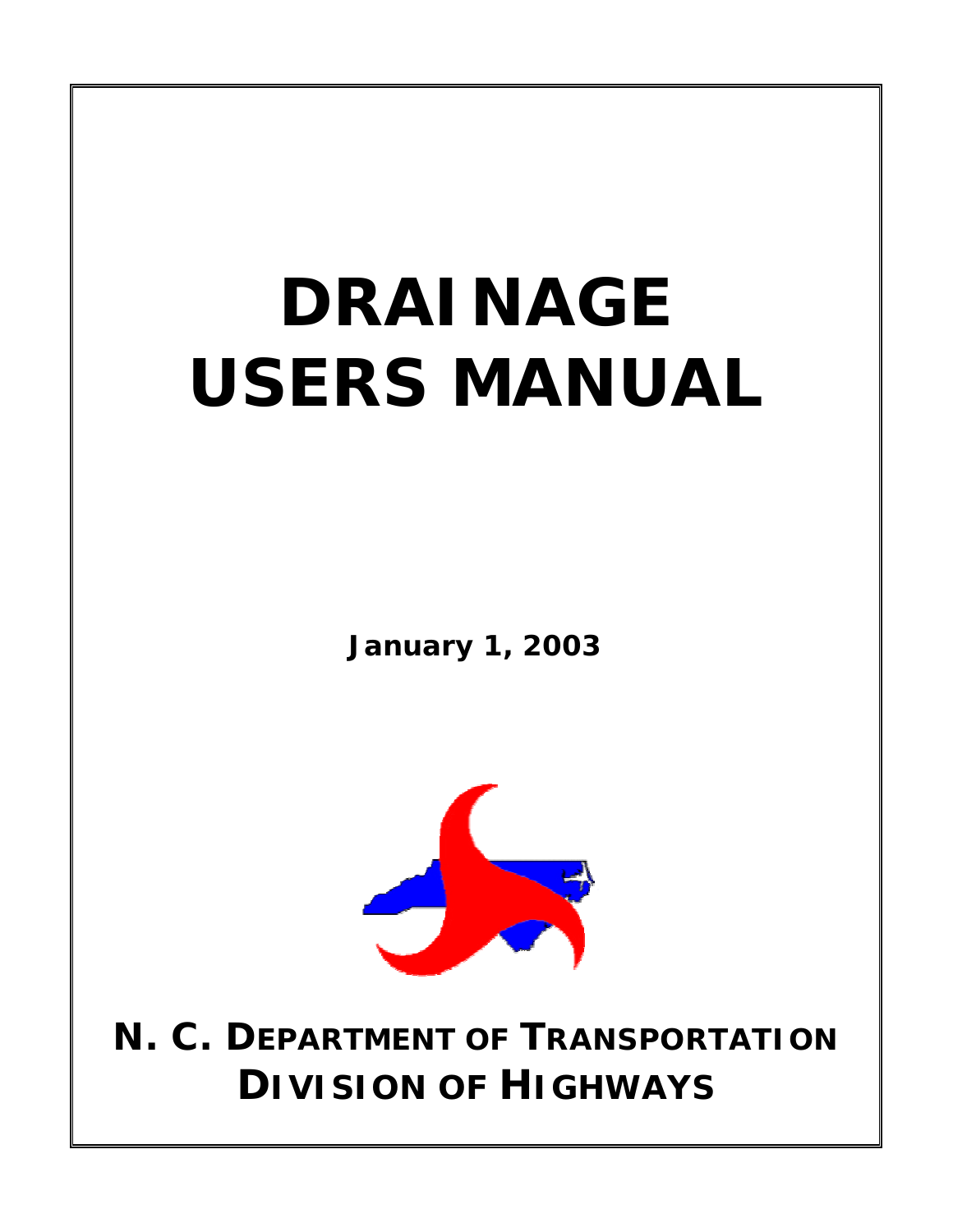# DRAINAGE USERS MANUAL

**January 1, 2003**

**N. C. DEPARTMENT OF TRANSPORTATION**
**DIVISION OF HIGHWAYS**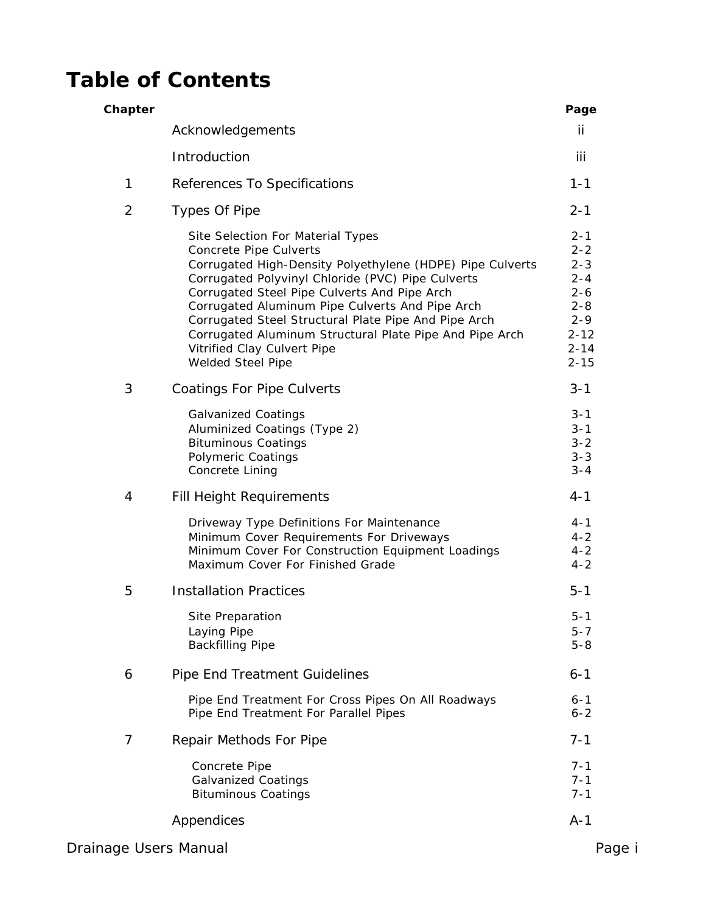# Table of Contents

| Chapter | | Page |
|---|---|---|
| | Acknowledgements | ii |
| | Introduction | iii |
| 1 | References To Specifications | 1-1 |
| 2 | Types Of Pipe | 2-1 |
| | Site Selection For Material Types | 2-1 |
| | Concrete Pipe Culverts | 2-2 |
| | Corrugated High-Density Polyethylene (HDPE) Pipe Culverts | 2-3 |
| | Corrugated Polyvinyl Chloride (PVC) Pipe Culverts | 2-4 |
| | Corrugated Steel Pipe Culverts And Pipe Arch | 2-6 |
| | Corrugated Aluminum Pipe Culverts And Pipe Arch | 2-8 |
| | Corrugated Steel Structural Plate Pipe And Pipe Arch | 2-9 |
| | Corrugated Aluminum Structural Plate Pipe And Pipe Arch | 2-12 |
| | Vitrified Clay Culvert Pipe | 2-14 |
| | Welded Steel Pipe | 2-15 |
| 3 | Coatings For Pipe Culverts | 3-1 |
| | Galvanized Coatings | 3-1 |
| | Aluminized Coatings (Type 2) | 3-1 |
| | Bituminous Coatings | 3-2 |
| | Polymeric Coatings | 3-3 |
| | Concrete Lining | 3-4 |
| 4 | Fill Height Requirements | 4-1 |
| | Driveway Type Definitions For Maintenance | 4-1 |
| | Minimum Cover Requirements For Driveways | 4-2 |
| | Minimum Cover For Construction Equipment Loadings | 4-2 |
| | Maximum Cover For Finished Grade | 4-2 |
| 5 | Installation Practices | 5-1 |
| | Site Preparation | 5-1 |
| | Laying Pipe | 5-7 |
| | Backfilling Pipe | 5-8 |
| 6 | Pipe End Treatment Guidelines | 6-1 |
| | Pipe End Treatment For Cross Pipes On All Roadways | 6-1 |
| | Pipe End Treatment For Parallel Pipes | 6-2 |
| 7 | Repair Methods For Pipe | 7-1 |
| | Concrete Pipe | 7-1 |
| | Galvanized Coatings | 7-1 |
| | Bituminous Coatings | 7-1 |
| | Appendices | A-1 |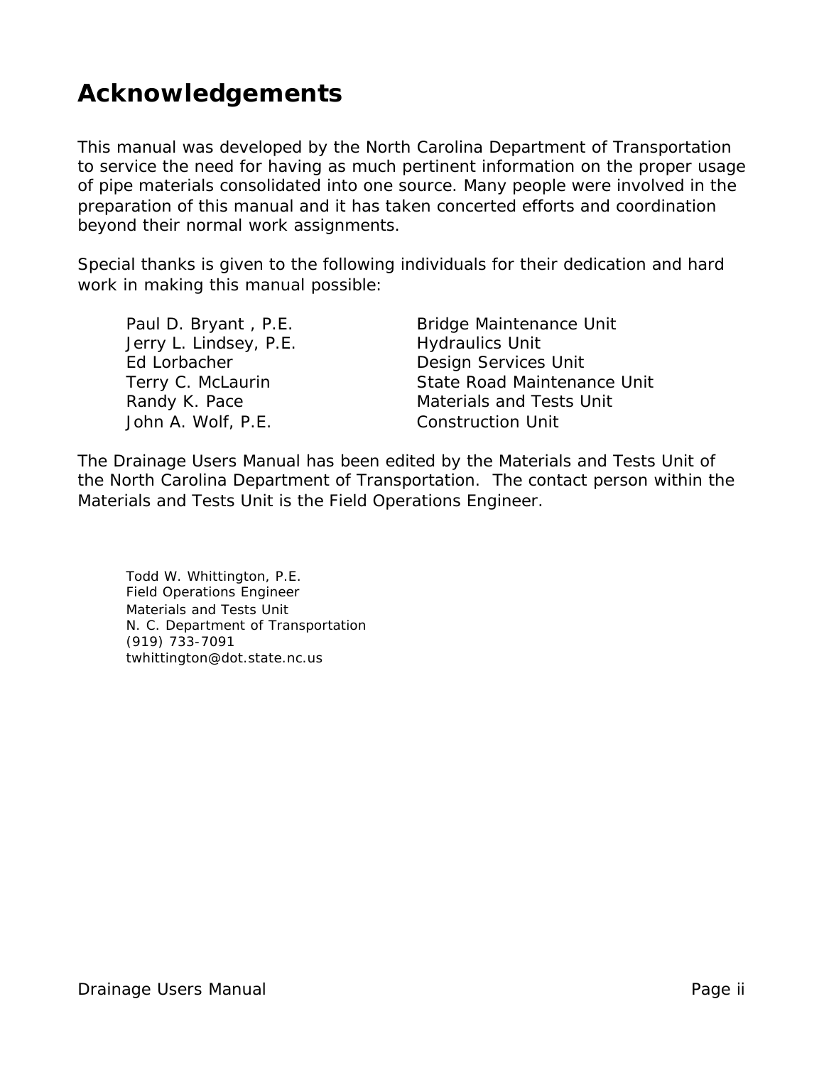# Acknowledgements

This manual was developed by the North Carolina Department of Transportation to service the need for having as much pertinent information on the proper usage of pipe materials consolidated into one source. Many people were involved in the preparation of this manual and it has taken concerted efforts and coordination beyond their normal work assignments.

Special thanks is given to the following individuals for their dedication and hard work in making this manual possible:

| | |
|---|---|
| Paul D. Bryant , P.E. | Bridge Maintenance Unit |
| Jerry L. Lindsey, P.E. | Hydraulics Unit |
| Ed Lorbacher | Design Services Unit |
| Terry C. McLaurin | State Road Maintenance Unit |
| Randy K. Pace | Materials and Tests Unit |
| John A. Wolf, P.E. | Construction Unit |

The Drainage Users Manual has been edited by the Materials and Tests Unit of the North Carolina Department of Transportation. The contact person within the Materials and Tests Unit is the Field Operations Engineer.

Todd W. Whittington, P.E.
Field Operations Engineer
Materials and Tests Unit
N. C. Department of Transportation
(919) 733-7091
twhittington@dot.state.nc.us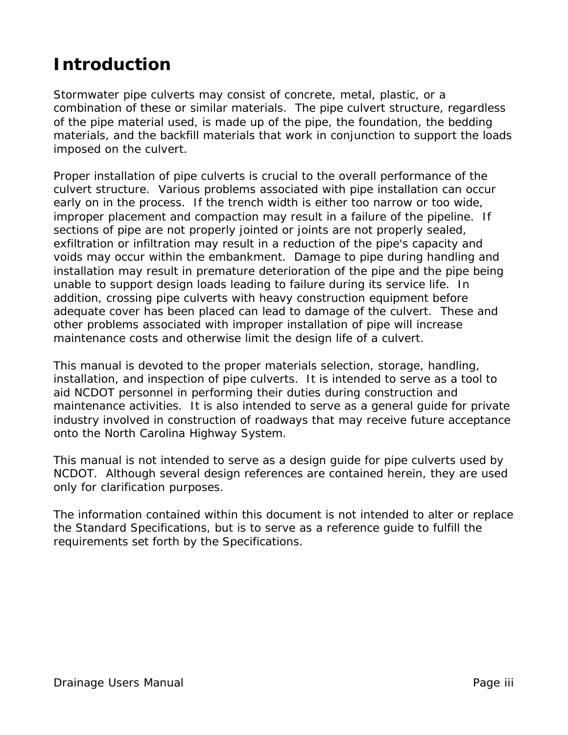# Introduction

Stormwater pipe culverts may consist of concrete, metal, plastic, or a combination of these or similar materials. The pipe culvert structure, regardless of the pipe material used, is made up of the pipe, the foundation, the bedding materials, and the backfill materials that work in conjunction to support the loads imposed on the culvert.

Proper installation of pipe culverts is crucial to the overall performance of the culvert structure. Various problems associated with pipe installation can occur early on in the process. If the trench width is either too narrow or too wide, improper placement and compaction may result in a failure of the pipeline. If sections of pipe are not properly jointed or joints are not properly sealed, exfiltration or infiltration may result in a reduction of the pipe's capacity and voids may occur within the embankment. Damage to pipe during handling and installation may result in premature deterioration of the pipe and the pipe being unable to support design loads leading to failure during its service life. In addition, crossing pipe culverts with heavy construction equipment before adequate cover has been placed can lead to damage of the culvert. These and other problems associated with improper installation of pipe will increase maintenance costs and otherwise limit the design life of a culvert.

This manual is devoted to the proper materials selection, storage, handling, installation, and inspection of pipe culverts. It is intended to serve as a tool to aid NCDOT personnel in performing their duties during construction and maintenance activities. It is also intended to serve as a general guide for private industry involved in construction of roadways that may receive future acceptance onto the North Carolina Highway System.

This manual is not intended to serve as a design guide for pipe culverts used by NCDOT. Although several design references are contained herein, they are used only for clarification purposes.

The information contained within this document is not intended to alter or replace the Standard Specifications, but is to serve as a reference guide to fulfill the requirements set forth by the Specifications.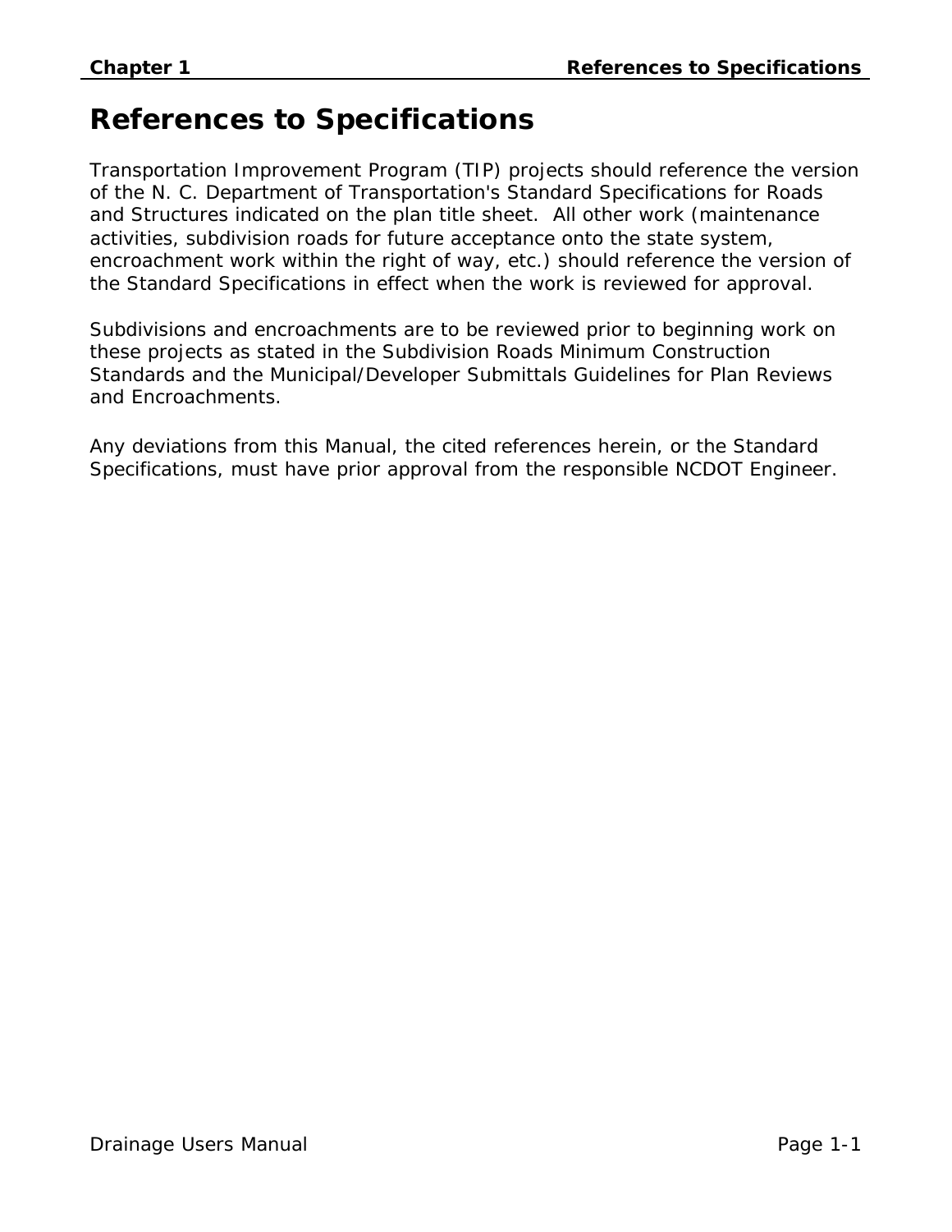# References to Specifications

Transportation Improvement Program (TIP) projects should reference the version of the N. C. Department of Transportation's Standard Specifications for Roads and Structures indicated on the plan title sheet. All other work (maintenance activities, subdivision roads for future acceptance onto the state system, encroachment work within the right of way, etc.) should reference the version of the Standard Specifications in effect when the work is reviewed for approval.

Subdivisions and encroachments are to be reviewed prior to beginning work on these projects as stated in the Subdivision Roads Minimum Construction Standards and the Municipal/Developer Submittals Guidelines for Plan Reviews and Encroachments.

Any deviations from this Manual, the cited references herein, or the Standard Specifications, must have prior approval from the responsible NCDOT Engineer.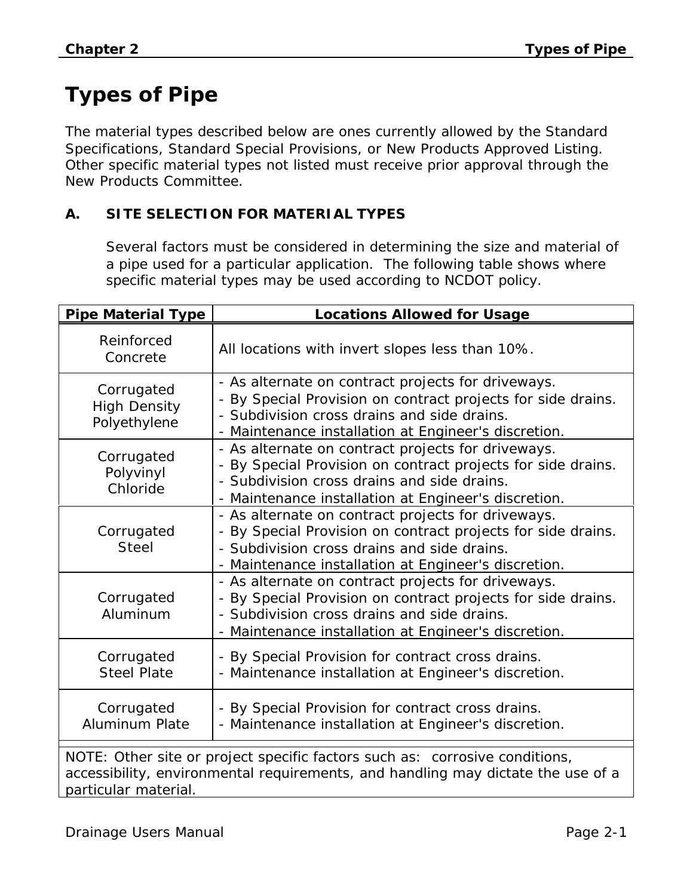# Types of Pipe

The material types described below are ones currently allowed by the Standard Specifications, Standard Special Provisions, or New Products Approved Listing. Other specific material types not listed must receive prior approval through the New Products Committee.

## A. SITE SELECTION FOR MATERIAL TYPES

Several factors must be considered in determining the size and material of a pipe used for a particular application. The following table shows where specific material types may be used according to NCDOT policy.

| Pipe Material Type | Locations Allowed for Usage |
|---|---|
| Reinforced Concrete | All locations with invert slopes less than 10%. |
| Corrugated High Density Polyethylene | - As alternate on contract projects for driveways.<br>- By Special Provision on contract projects for side drains.<br>- Subdivision cross drains and side drains.<br>- Maintenance installation at Engineer's discretion. |
| Corrugated Polyvinyl Chloride | - As alternate on contract projects for driveways.<br>- By Special Provision on contract projects for side drains.<br>- Subdivision cross drains and side drains.<br>- Maintenance installation at Engineer's discretion. |
| Corrugated Steel | - As alternate on contract projects for driveways.<br>- By Special Provision on contract projects for side drains.<br>- Subdivision cross drains and side drains.<br>- Maintenance installation at Engineer's discretion. |
| Corrugated Aluminum | - As alternate on contract projects for driveways.<br>- By Special Provision on contract projects for side drains.<br>- Subdivision cross drains and side drains.<br>- Maintenance installation at Engineer's discretion. |
| Corrugated Steel Plate | - By Special Provision for contract cross drains.<br>- Maintenance installation at Engineer's discretion. |
| Corrugated Aluminum Plate | - By Special Provision for contract cross drains.<br>- Maintenance installation at Engineer's discretion. |

NOTE: Other site or project specific factors such as: corrosive conditions, accessibility, environmental requirements, and handling may dictate the use of a particular material.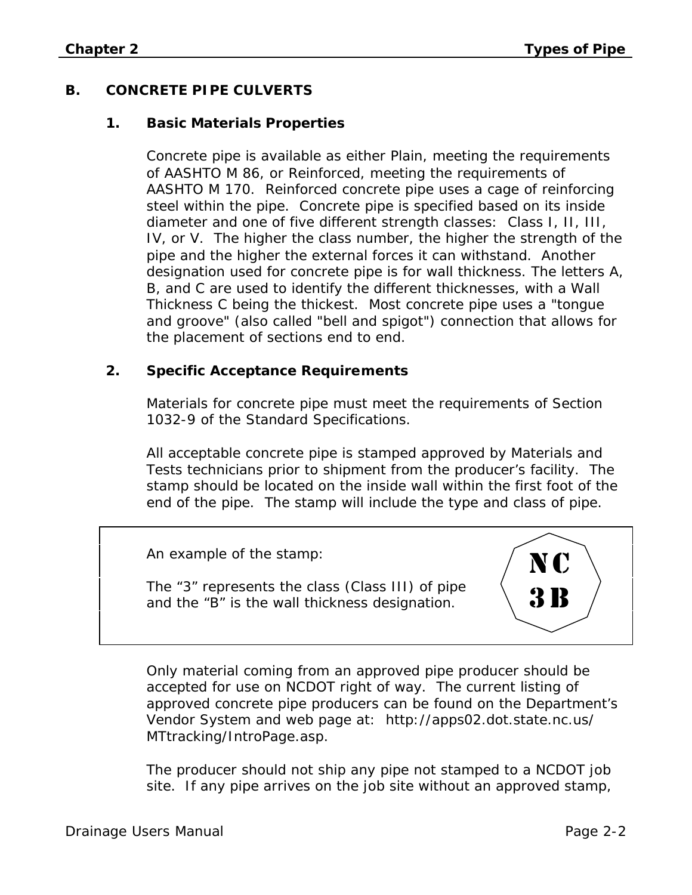## B. CONCRETE PIPE CULVERTS

### 1. Basic Materials Properties

Concrete pipe is available as either Plain, meeting the requirements of AASHTO M 86, or Reinforced, meeting the requirements of AASHTO M 170. Reinforced concrete pipe uses a cage of reinforcing steel within the pipe. Concrete pipe is specified based on its inside diameter and one of five different strength classes: Class I, II, III, IV, or V. The higher the class number, the higher the strength of the pipe and the higher the external forces it can withstand. Another designation used for concrete pipe is for wall thickness. The letters A, B, and C are used to identify the different thicknesses, with a Wall Thickness C being the thickest. Most concrete pipe uses a "tongue and groove" (also called "bell and spigot") connection that allows for the placement of sections end to end.

### 2. Specific Acceptance Requirements

Materials for concrete pipe must meet the requirements of Section 1032-9 of the Standard Specifications.

All acceptable concrete pipe is stamped approved by Materials and Tests technicians prior to shipment from the producer's facility. The stamp should be located on the inside wall within the first foot of the end of the pipe. The stamp will include the type and class of pipe.

> An example of the stamp:
>
> The "3" represents the class (Class III) of pipe and the "B" is the wall thickness designation.
>
> **NC**
> **3B**

Only material coming from an approved pipe producer should be accepted for use on NCDOT right of way. The current listing of approved concrete pipe producers can be found on the Department's Vendor System and web page at: http://apps02.dot.state.nc.us/MTtracking/IntroPage.asp.

The producer should not ship any pipe not stamped to a NCDOT job site. If any pipe arrives on the job site without an approved stamp,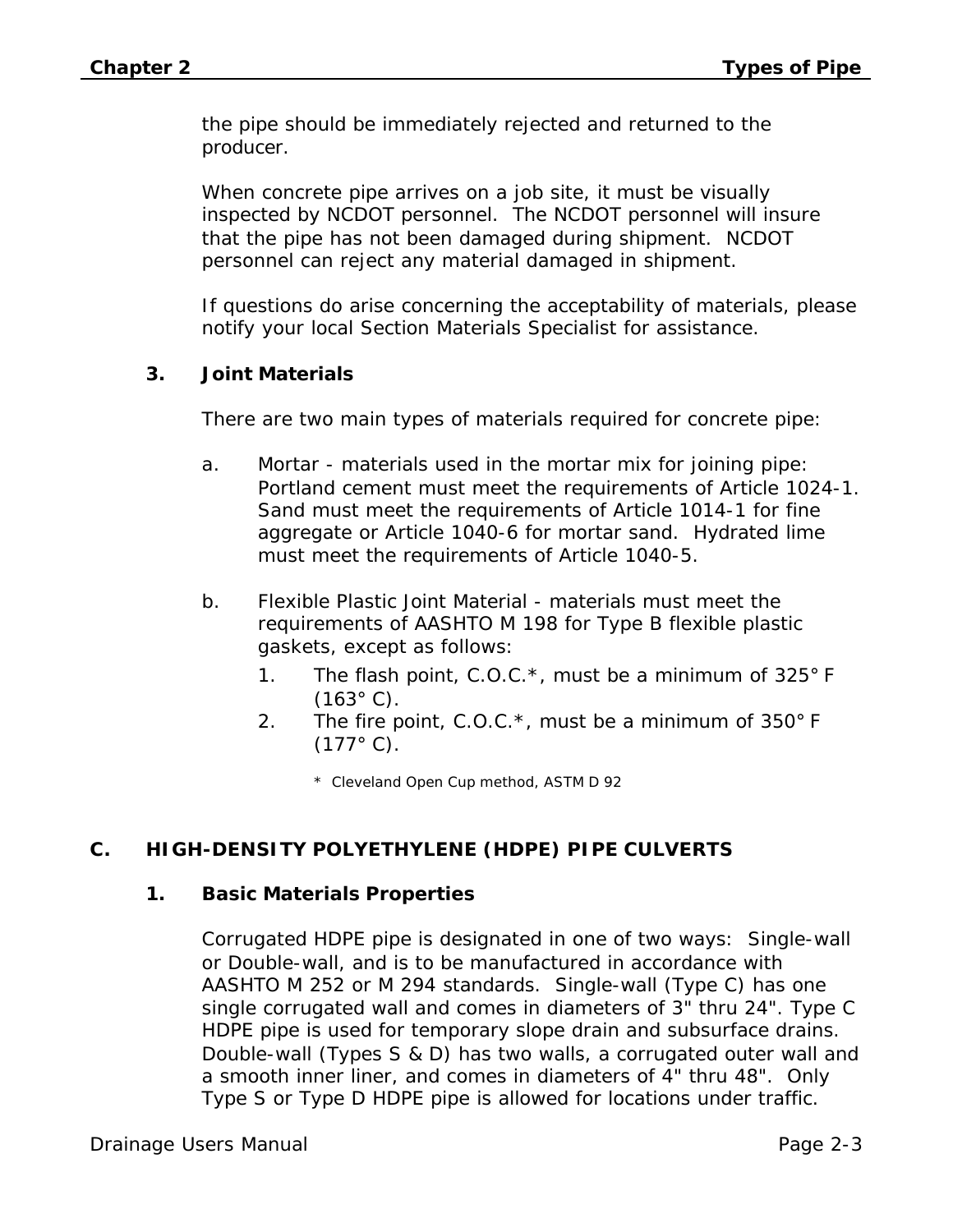the pipe should be immediately rejected and returned to the producer.

When concrete pipe arrives on a job site, it must be visually inspected by NCDOT personnel. The NCDOT personnel will insure that the pipe has not been damaged during shipment. NCDOT personnel can reject any material damaged in shipment.

If questions do arise concerning the acceptability of materials, please notify your local Section Materials Specialist for assistance.

### 3. Joint Materials

There are two main types of materials required for concrete pipe:

a. Mortar - materials used in the mortar mix for joining pipe: Portland cement must meet the requirements of Article 1024-1. Sand must meet the requirements of Article 1014-1 for fine aggregate or Article 1040-6 for mortar sand. Hydrated lime must meet the requirements of Article 1040-5.

b. Flexible Plastic Joint Material - materials must meet the requirements of AASHTO M 198 for Type B flexible plastic gaskets, except as follows:
   1. The flash point, C.O.C.*, must be a minimum of 325° F (163° C).
   2. The fire point, C.O.C.*, must be a minimum of 350° F (177° C).

   \* Cleveland Open Cup method, ASTM D 92

## C. HIGH-DENSITY POLYETHYLENE (HDPE) PIPE CULVERTS

### 1. Basic Materials Properties

Corrugated HDPE pipe is designated in one of two ways: Single-wall or Double-wall, and is to be manufactured in accordance with AASHTO M 252 or M 294 standards. Single-wall (Type C) has one single corrugated wall and comes in diameters of 3" thru 24". Type C HDPE pipe is used for temporary slope drain and subsurface drains. Double-wall (Types S & D) has two walls, a corrugated outer wall and a smooth inner liner, and comes in diameters of 4" thru 48". Only Type S or Type D HDPE pipe is allowed for locations under traffic.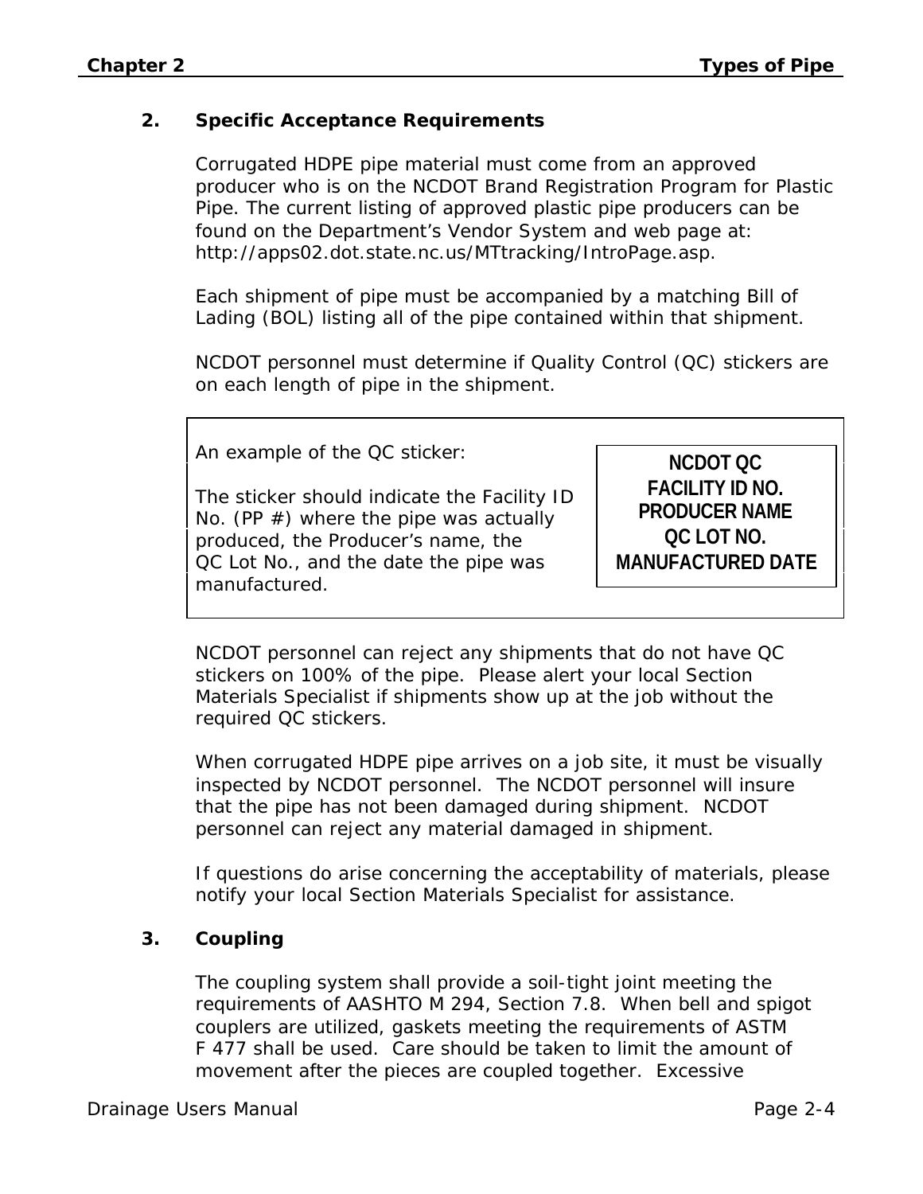## 2. Specific Acceptance Requirements

Corrugated HDPE pipe material must come from an approved producer who is on the NCDOT Brand Registration Program for Plastic Pipe. The current listing of approved plastic pipe producers can be found on the Department's Vendor System and web page at: http://apps02.dot.state.nc.us/MTtracking/IntroPage.asp.

Each shipment of pipe must be accompanied by a matching Bill of Lading (BOL) listing all of the pipe contained within that shipment.

NCDOT personnel must determine if Quality Control (QC) stickers are on each length of pipe in the shipment.

An example of the QC sticker:

The sticker should indicate the Facility ID No. (PP #) where the pipe was actually produced, the Producer's name, the QC Lot No., and the date the pipe was manufactured.

> **NCDOT QC**
> **FACILITY ID NO.**
> **PRODUCER NAME**
> **QC LOT NO.**
> **MANUFACTURED DATE**

NCDOT personnel can reject any shipments that do not have QC stickers on 100% of the pipe. Please alert your local Section Materials Specialist if shipments show up at the job without the required QC stickers.

When corrugated HDPE pipe arrives on a job site, it must be visually inspected by NCDOT personnel. The NCDOT personnel will insure that the pipe has not been damaged during shipment. NCDOT personnel can reject any material damaged in shipment.

If questions do arise concerning the acceptability of materials, please notify your local Section Materials Specialist for assistance.

## 3. Coupling

The coupling system shall provide a soil-tight joint meeting the requirements of AASHTO M 294, Section 7.8. When bell and spigot couplers are utilized, gaskets meeting the requirements of ASTM F 477 shall be used. Care should be taken to limit the amount of movement after the pieces are coupled together. Excessive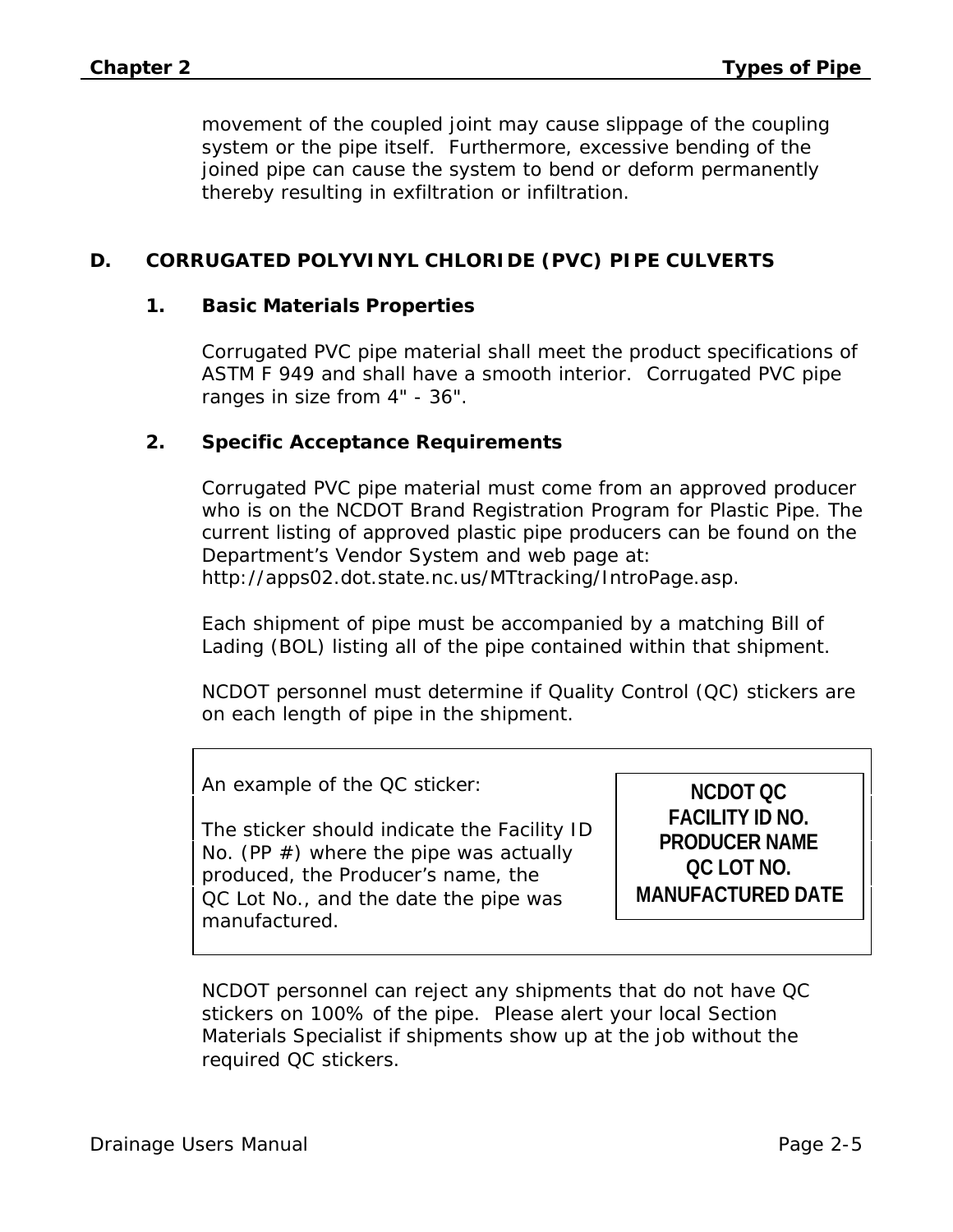movement of the coupled joint may cause slippage of the coupling system or the pipe itself. Furthermore, excessive bending of the joined pipe can cause the system to bend or deform permanently thereby resulting in exfiltration or infiltration.

## D. CORRUGATED POLYVINYL CHLORIDE (PVC) PIPE CULVERTS

### 1. Basic Materials Properties

Corrugated PVC pipe material shall meet the product specifications of ASTM F 949 and shall have a smooth interior. Corrugated PVC pipe ranges in size from 4" - 36".

### 2. Specific Acceptance Requirements

Corrugated PVC pipe material must come from an approved producer who is on the NCDOT Brand Registration Program for Plastic Pipe. The current listing of approved plastic pipe producers can be found on the Department's Vendor System and web page at: http://apps02.dot.state.nc.us/MTtracking/IntroPage.asp.

Each shipment of pipe must be accompanied by a matching Bill of Lading (BOL) listing all of the pipe contained within that shipment.

NCDOT personnel must determine if Quality Control (QC) stickers are on each length of pipe in the shipment.

An example of the QC sticker:

The sticker should indicate the Facility ID No. (PP #) where the pipe was actually produced, the Producer's name, the QC Lot No., and the date the pipe was manufactured.

**NCDOT QC**
**FACILITY ID NO.**
**PRODUCER NAME**
**QC LOT NO.**
**MANUFACTURED DATE**

NCDOT personnel can reject any shipments that do not have QC stickers on 100% of the pipe. Please alert your local Section Materials Specialist if shipments show up at the job without the required QC stickers.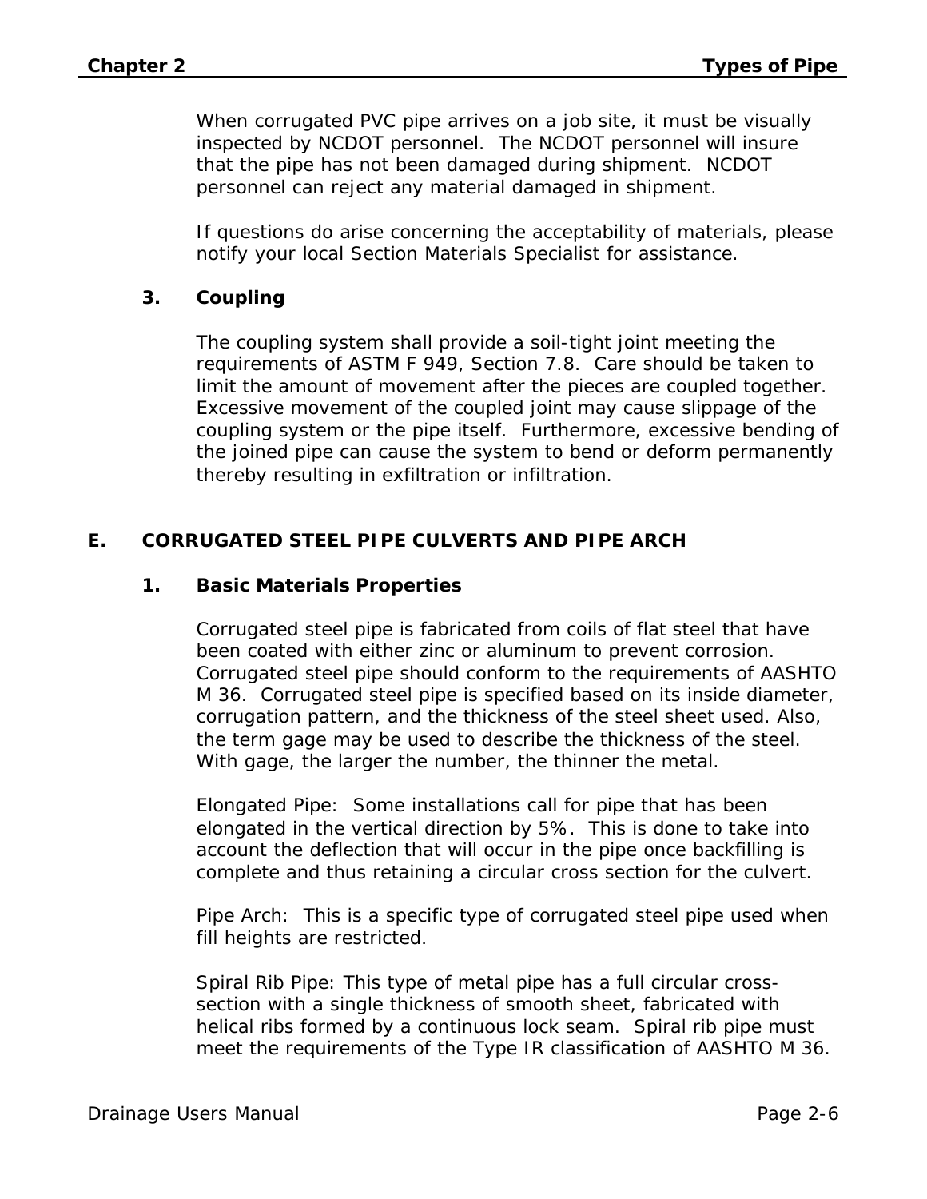When corrugated PVC pipe arrives on a job site, it must be visually inspected by NCDOT personnel. The NCDOT personnel will insure that the pipe has not been damaged during shipment. NCDOT personnel can reject any material damaged in shipment.

If questions do arise concerning the acceptability of materials, please notify your local Section Materials Specialist for assistance.

### 3. Coupling

The coupling system shall provide a soil-tight joint meeting the requirements of ASTM F 949, Section 7.8. Care should be taken to limit the amount of movement after the pieces are coupled together. Excessive movement of the coupled joint may cause slippage of the coupling system or the pipe itself. Furthermore, excessive bending of the joined pipe can cause the system to bend or deform permanently thereby resulting in exfiltration or infiltration.

## E. CORRUGATED STEEL PIPE CULVERTS AND PIPE ARCH

### 1. Basic Materials Properties

Corrugated steel pipe is fabricated from coils of flat steel that have been coated with either zinc or aluminum to prevent corrosion. Corrugated steel pipe should conform to the requirements of AASHTO M 36. Corrugated steel pipe is specified based on its inside diameter, corrugation pattern, and the thickness of the steel sheet used. Also, the term gage may be used to describe the thickness of the steel. With gage, the larger the number, the thinner the metal.

Elongated Pipe: Some installations call for pipe that has been elongated in the vertical direction by 5%. This is done to take into account the deflection that will occur in the pipe once backfilling is complete and thus retaining a circular cross section for the culvert.

Pipe Arch: This is a specific type of corrugated steel pipe used when fill heights are restricted.

Spiral Rib Pipe: This type of metal pipe has a full circular cross-section with a single thickness of smooth sheet, fabricated with helical ribs formed by a continuous lock seam. Spiral rib pipe must meet the requirements of the Type IR classification of AASHTO M 36.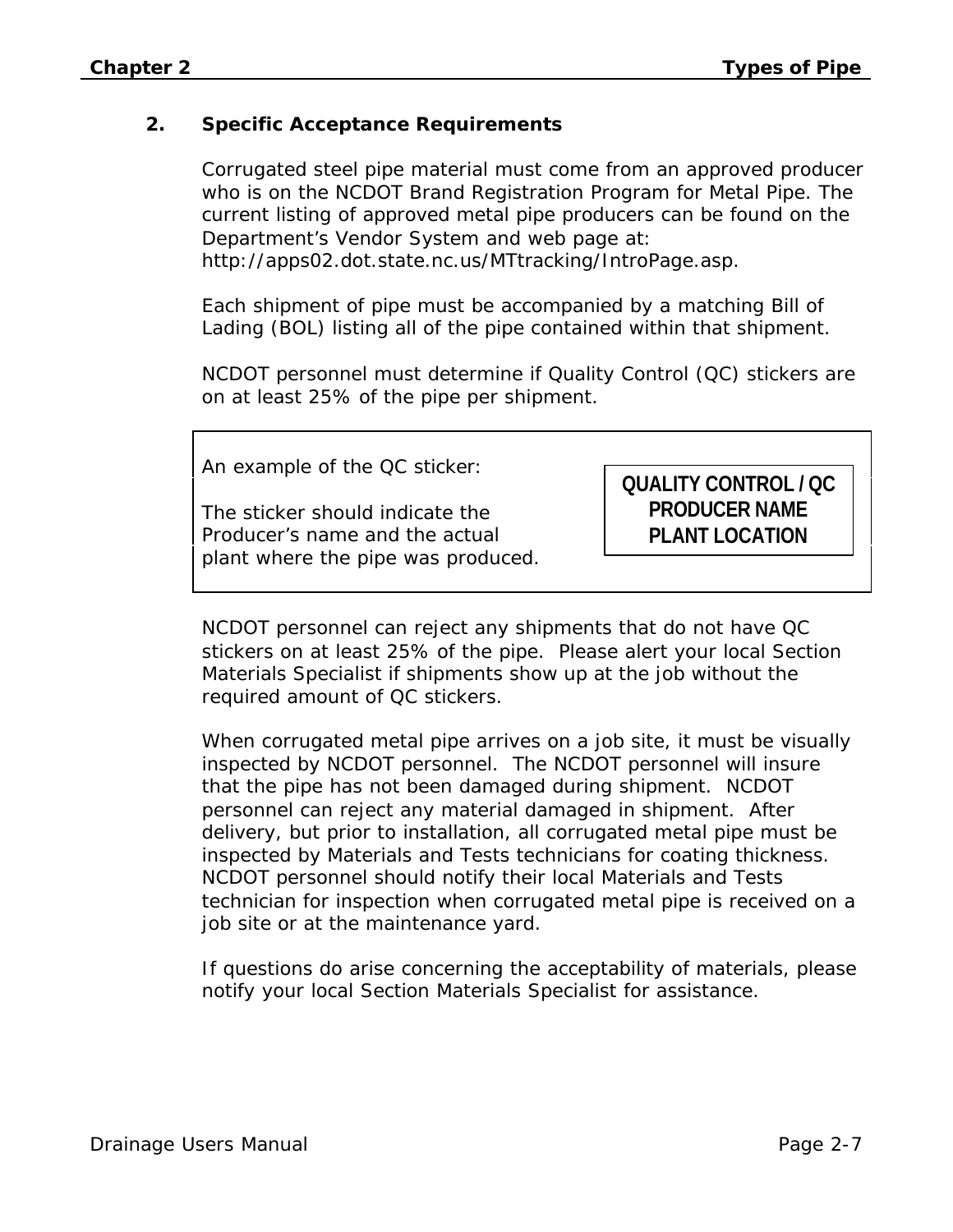## 2. Specific Acceptance Requirements

Corrugated steel pipe material must come from an approved producer who is on the NCDOT Brand Registration Program for Metal Pipe. The current listing of approved metal pipe producers can be found on the Department's Vendor System and web page at: http://apps02.dot.state.nc.us/MTtracking/IntroPage.asp.

Each shipment of pipe must be accompanied by a matching Bill of Lading (BOL) listing all of the pipe contained within that shipment.

NCDOT personnel must determine if Quality Control (QC) stickers are on at least 25% of the pipe per shipment.

| An example of the QC sticker:<br><br>The sticker should indicate the Producer's name and the actual plant where the pipe was produced. | **QUALITY CONTROL / QC**<br>**PRODUCER NAME**<br>**PLANT LOCATION** |
|---|---|

NCDOT personnel can reject any shipments that do not have QC stickers on at least 25% of the pipe. Please alert your local Section Materials Specialist if shipments show up at the job without the required amount of QC stickers.

When corrugated metal pipe arrives on a job site, it must be visually inspected by NCDOT personnel. The NCDOT personnel will insure that the pipe has not been damaged during shipment. NCDOT personnel can reject any material damaged in shipment. After delivery, but prior to installation, all corrugated metal pipe must be inspected by Materials and Tests technicians for coating thickness. NCDOT personnel should notify their local Materials and Tests technician for inspection when corrugated metal pipe is received on a job site or at the maintenance yard.

If questions do arise concerning the acceptability of materials, please notify your local Section Materials Specialist for assistance.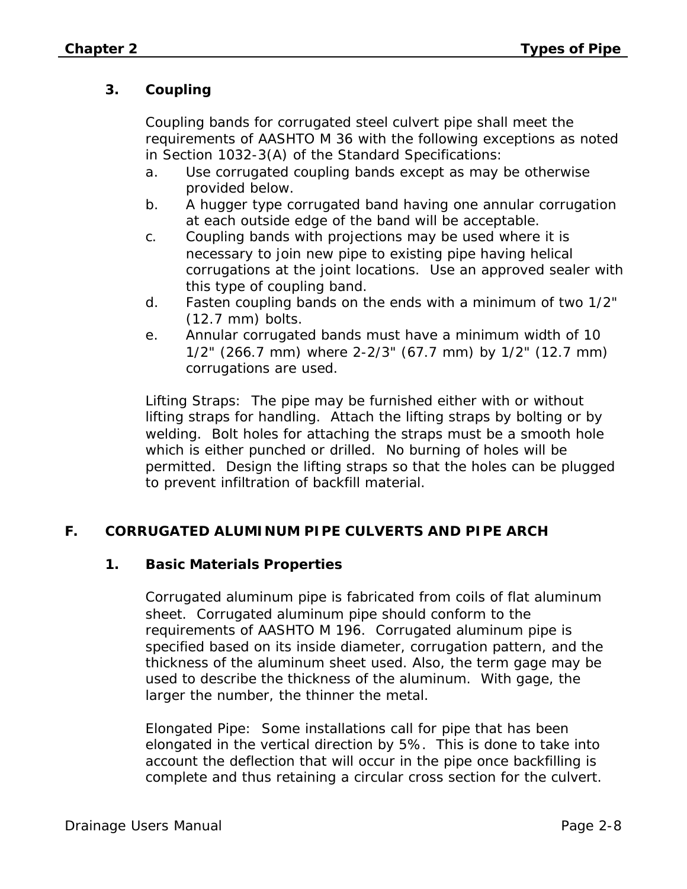### 3. Coupling

Coupling bands for corrugated steel culvert pipe shall meet the requirements of AASHTO M 36 with the following exceptions as noted in Section 1032-3(A) of the Standard Specifications:

a. Use corrugated coupling bands except as may be otherwise provided below.
b. A hugger type corrugated band having one annular corrugation at each outside edge of the band will be acceptable.
c. Coupling bands with projections may be used where it is necessary to join new pipe to existing pipe having helical corrugations at the joint locations. Use an approved sealer with this type of coupling band.
d. Fasten coupling bands on the ends with a minimum of two 1/2" (12.7 mm) bolts.
e. Annular corrugated bands must have a minimum width of 10 1/2" (266.7 mm) where 2-2/3" (67.7 mm) by 1/2" (12.7 mm) corrugations are used.

Lifting Straps: The pipe may be furnished either with or without lifting straps for handling. Attach the lifting straps by bolting or by welding. Bolt holes for attaching the straps must be a smooth hole which is either punched or drilled. No burning of holes will be permitted. Design the lifting straps so that the holes can be plugged to prevent infiltration of backfill material.

## F. CORRUGATED ALUMINUM PIPE CULVERTS AND PIPE ARCH

### 1. Basic Materials Properties

Corrugated aluminum pipe is fabricated from coils of flat aluminum sheet. Corrugated aluminum pipe should conform to the requirements of AASHTO M 196. Corrugated aluminum pipe is specified based on its inside diameter, corrugation pattern, and the thickness of the aluminum sheet used. Also, the term gage may be used to describe the thickness of the aluminum. With gage, the larger the number, the thinner the metal.

Elongated Pipe: Some installations call for pipe that has been elongated in the vertical direction by 5%. This is done to take into account the deflection that will occur in the pipe once backfilling is complete and thus retaining a circular cross section for the culvert.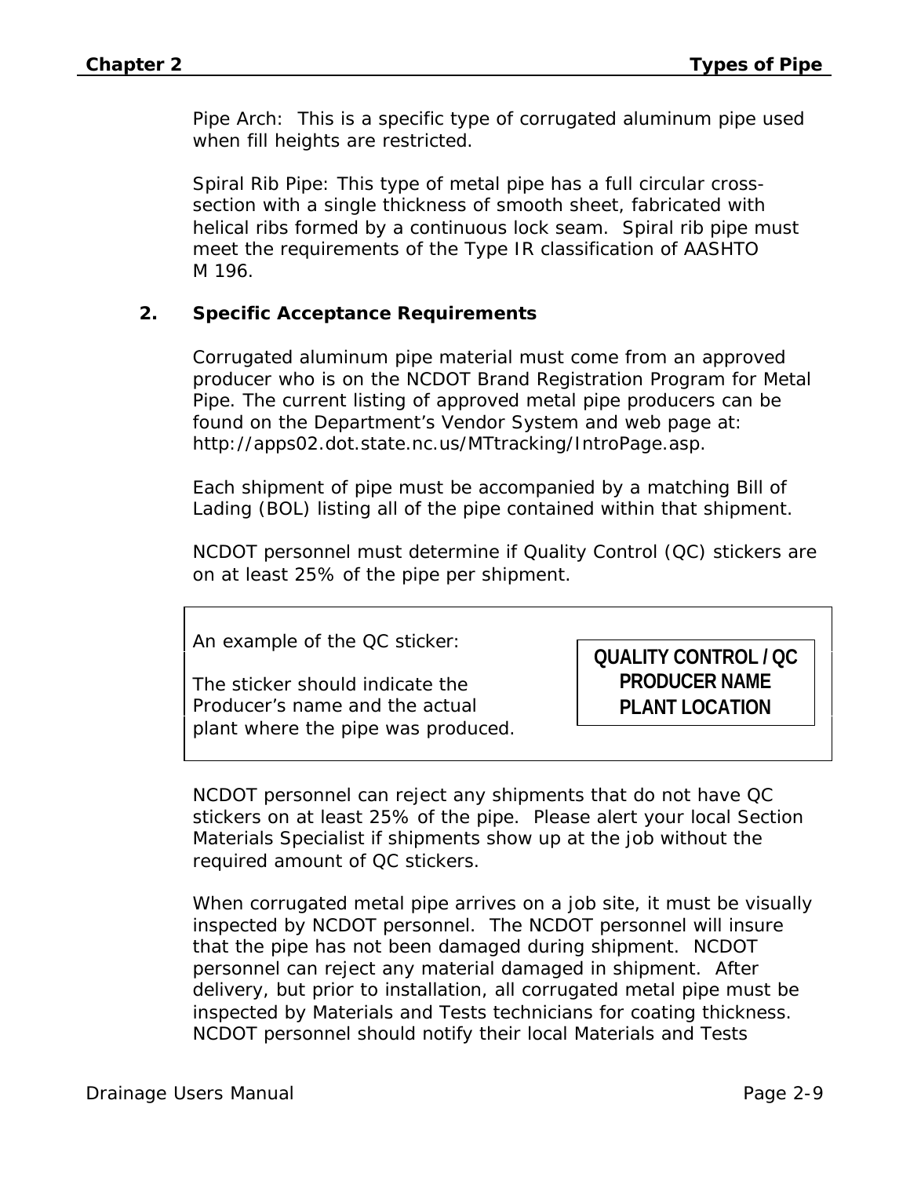Pipe Arch: This is a specific type of corrugated aluminum pipe used when fill heights are restricted.

Spiral Rib Pipe: This type of metal pipe has a full circular cross-section with a single thickness of smooth sheet, fabricated with helical ribs formed by a continuous lock seam. Spiral rib pipe must meet the requirements of the Type IR classification of AASHTO M 196.

### 2. Specific Acceptance Requirements

Corrugated aluminum pipe material must come from an approved producer who is on the NCDOT Brand Registration Program for Metal Pipe. The current listing of approved metal pipe producers can be found on the Department's Vendor System and web page at: http://apps02.dot.state.nc.us/MTtracking/IntroPage.asp.

Each shipment of pipe must be accompanied by a matching Bill of Lading (BOL) listing all of the pipe contained within that shipment.

NCDOT personnel must determine if Quality Control (QC) stickers are on at least 25% of the pipe per shipment.

An example of the QC sticker:

The sticker should indicate the Producer's name and the actual plant where the pipe was produced.

**QUALITY CONTROL / QC**
**PRODUCER NAME**
**PLANT LOCATION**

NCDOT personnel can reject any shipments that do not have QC stickers on at least 25% of the pipe. Please alert your local Section Materials Specialist if shipments show up at the job without the required amount of QC stickers.

When corrugated metal pipe arrives on a job site, it must be visually inspected by NCDOT personnel. The NCDOT personnel will insure that the pipe has not been damaged during shipment. NCDOT personnel can reject any material damaged in shipment. After delivery, but prior to installation, all corrugated metal pipe must be inspected by Materials and Tests technicians for coating thickness. NCDOT personnel should notify their local Materials and Tests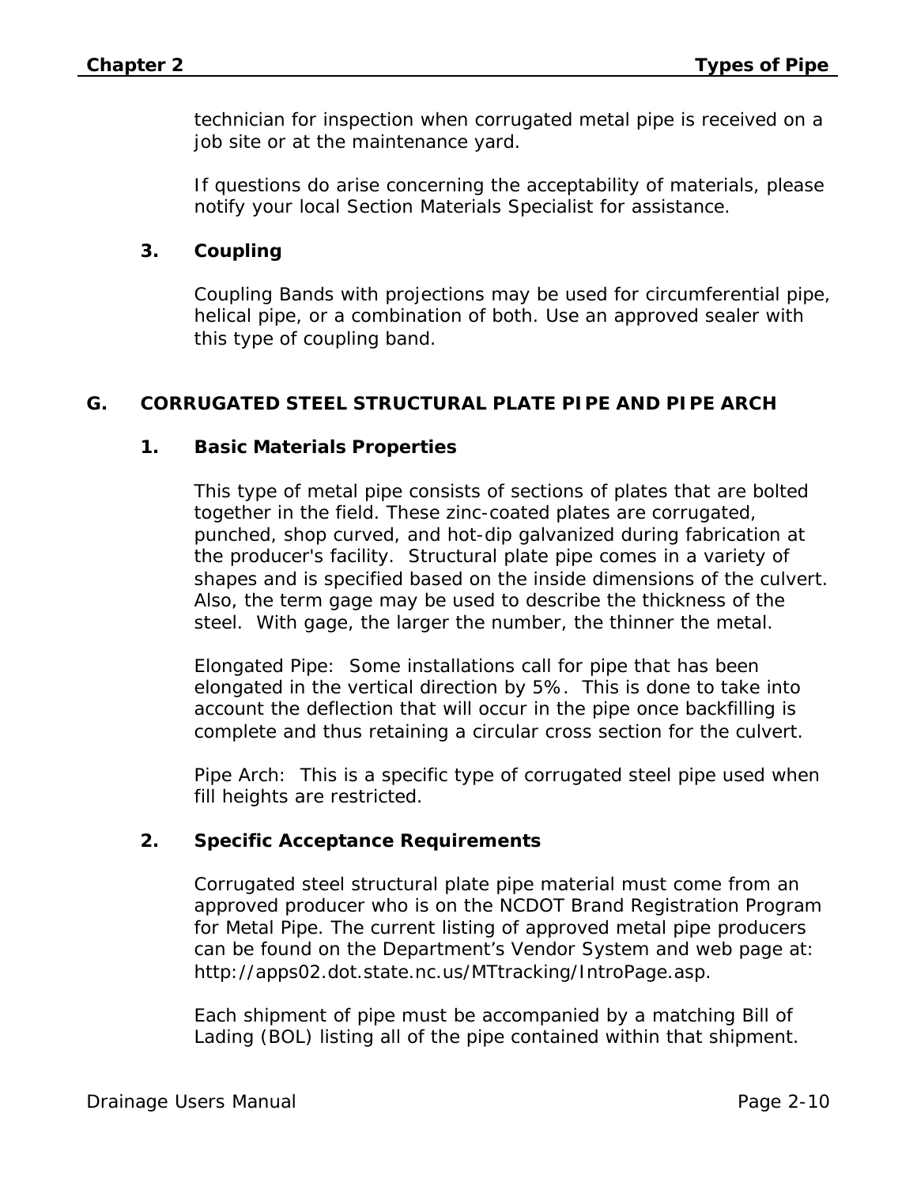technician for inspection when corrugated metal pipe is received on a job site or at the maintenance yard.

If questions do arise concerning the acceptability of materials, please notify your local Section Materials Specialist for assistance.

### 3. Coupling

Coupling Bands with projections may be used for circumferential pipe, helical pipe, or a combination of both. Use an approved sealer with this type of coupling band.

## G. CORRUGATED STEEL STRUCTURAL PLATE PIPE AND PIPE ARCH

### 1. Basic Materials Properties

This type of metal pipe consists of sections of plates that are bolted together in the field. These zinc-coated plates are corrugated, punched, shop curved, and hot-dip galvanized during fabrication at the producer's facility. Structural plate pipe comes in a variety of shapes and is specified based on the inside dimensions of the culvert. Also, the term gage may be used to describe the thickness of the steel. With gage, the larger the number, the thinner the metal.

Elongated Pipe: Some installations call for pipe that has been elongated in the vertical direction by 5%. This is done to take into account the deflection that will occur in the pipe once backfilling is complete and thus retaining a circular cross section for the culvert.

Pipe Arch: This is a specific type of corrugated steel pipe used when fill heights are restricted.

### 2. Specific Acceptance Requirements

Corrugated steel structural plate pipe material must come from an approved producer who is on the NCDOT Brand Registration Program for Metal Pipe. The current listing of approved metal pipe producers can be found on the Department's Vendor System and web page at: http://apps02.dot.state.nc.us/MTtracking/IntroPage.asp.

Each shipment of pipe must be accompanied by a matching Bill of Lading (BOL) listing all of the pipe contained within that shipment.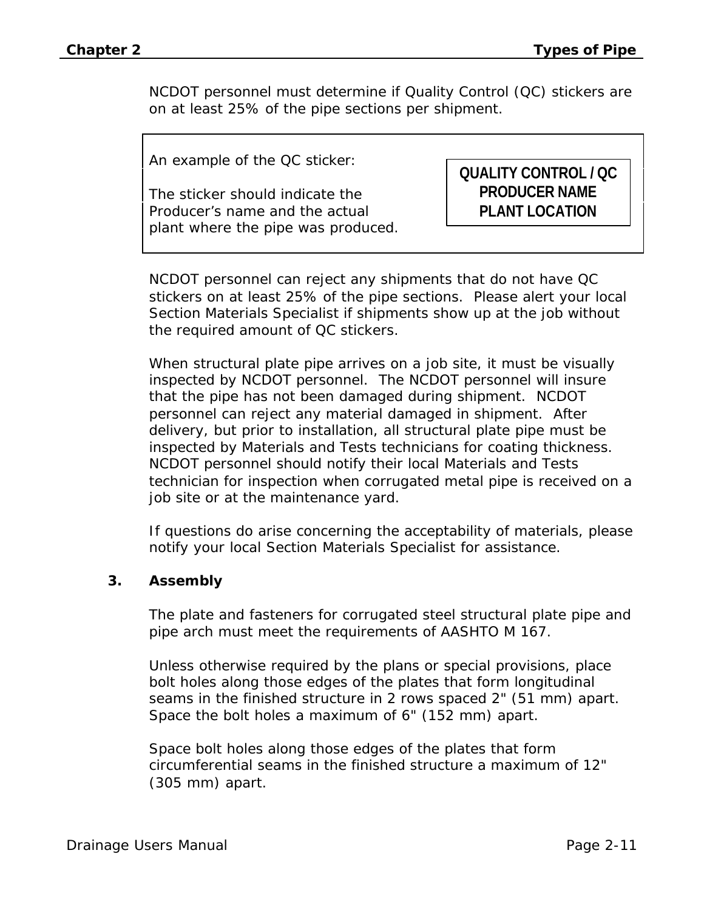NCDOT personnel must determine if Quality Control (QC) stickers are on at least 25% of the pipe sections per shipment.

An example of the QC sticker:

The sticker should indicate the Producer's name and the actual plant where the pipe was produced.

**QUALITY CONTROL / QC**
**PRODUCER NAME**
**PLANT LOCATION**

NCDOT personnel can reject any shipments that do not have QC stickers on at least 25% of the pipe sections. Please alert your local Section Materials Specialist if shipments show up at the job without the required amount of QC stickers.

When structural plate pipe arrives on a job site, it must be visually inspected by NCDOT personnel. The NCDOT personnel will insure that the pipe has not been damaged during shipment. NCDOT personnel can reject any material damaged in shipment. After delivery, but prior to installation, all structural plate pipe must be inspected by Materials and Tests technicians for coating thickness. NCDOT personnel should notify their local Materials and Tests technician for inspection when corrugated metal pipe is received on a job site or at the maintenance yard.

If questions do arise concerning the acceptability of materials, please notify your local Section Materials Specialist for assistance.

### 3. Assembly

The plate and fasteners for corrugated steel structural plate pipe and pipe arch must meet the requirements of AASHTO M 167.

Unless otherwise required by the plans or special provisions, place bolt holes along those edges of the plates that form longitudinal seams in the finished structure in 2 rows spaced 2" (51 mm) apart. Space the bolt holes a maximum of 6" (152 mm) apart.

Space bolt holes along those edges of the plates that form circumferential seams in the finished structure a maximum of 12" (305 mm) apart.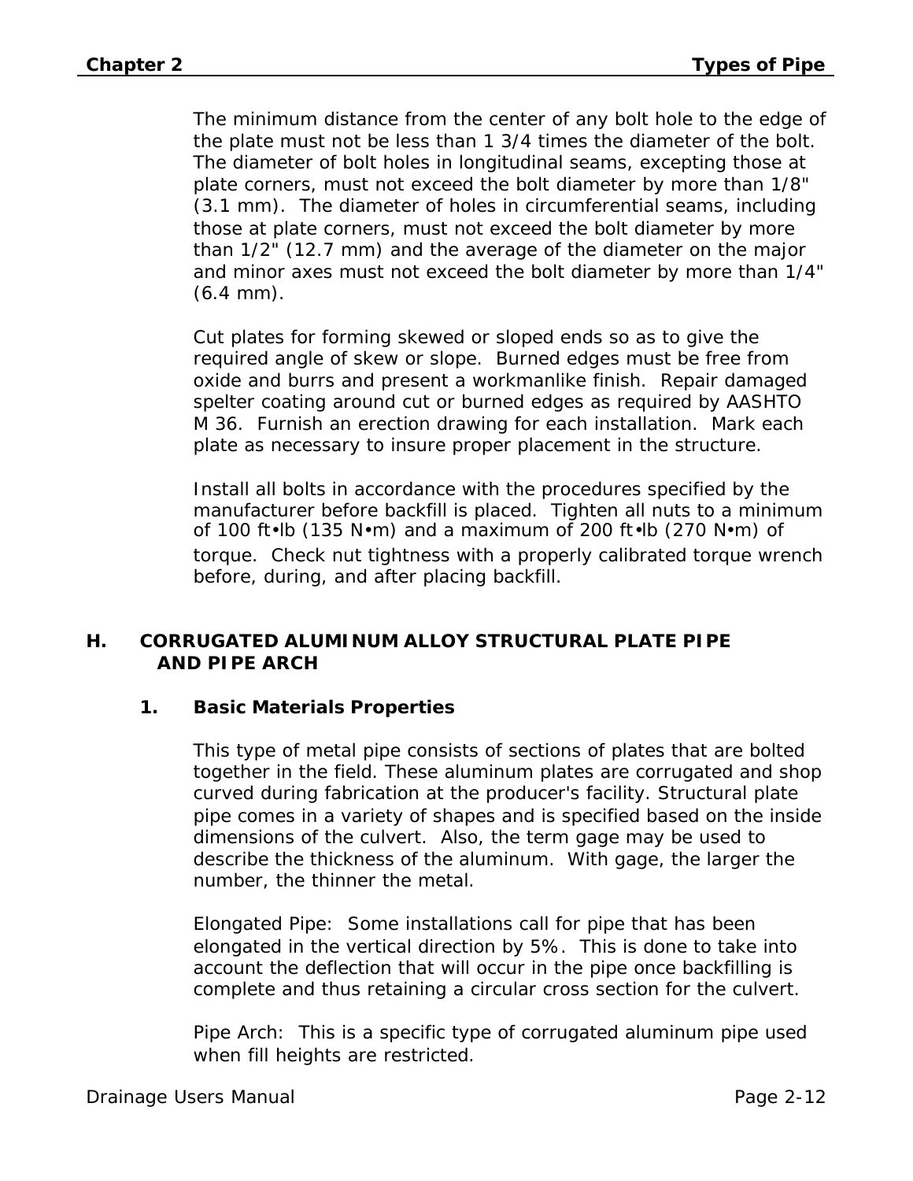The minimum distance from the center of any bolt hole to the edge of the plate must not be less than 1 3/4 times the diameter of the bolt. The diameter of bolt holes in longitudinal seams, excepting those at plate corners, must not exceed the bolt diameter by more than 1/8" (3.1 mm). The diameter of holes in circumferential seams, including those at plate corners, must not exceed the bolt diameter by more than 1/2" (12.7 mm) and the average of the diameter on the major and minor axes must not exceed the bolt diameter by more than 1/4" (6.4 mm).

Cut plates for forming skewed or sloped ends so as to give the required angle of skew or slope. Burned edges must be free from oxide and burrs and present a workmanlike finish. Repair damaged spelter coating around cut or burned edges as required by AASHTO M 36. Furnish an erection drawing for each installation. Mark each plate as necessary to insure proper placement in the structure.

Install all bolts in accordance with the procedures specified by the manufacturer before backfill is placed. Tighten all nuts to a minimum of 100 ft•lb (135 N•m) and a maximum of 200 ft•lb (270 N•m) of torque. Check nut tightness with a properly calibrated torque wrench before, during, and after placing backfill.

## H. CORRUGATED ALUMINUM ALLOY STRUCTURAL PLATE PIPE AND PIPE ARCH

### 1. Basic Materials Properties

This type of metal pipe consists of sections of plates that are bolted together in the field. These aluminum plates are corrugated and shop curved during fabrication at the producer's facility. Structural plate pipe comes in a variety of shapes and is specified based on the inside dimensions of the culvert. Also, the term gage may be used to describe the thickness of the aluminum. With gage, the larger the number, the thinner the metal.

Elongated Pipe: Some installations call for pipe that has been elongated in the vertical direction by 5%. This is done to take into account the deflection that will occur in the pipe once backfilling is complete and thus retaining a circular cross section for the culvert.

Pipe Arch: This is a specific type of corrugated aluminum pipe used when fill heights are restricted.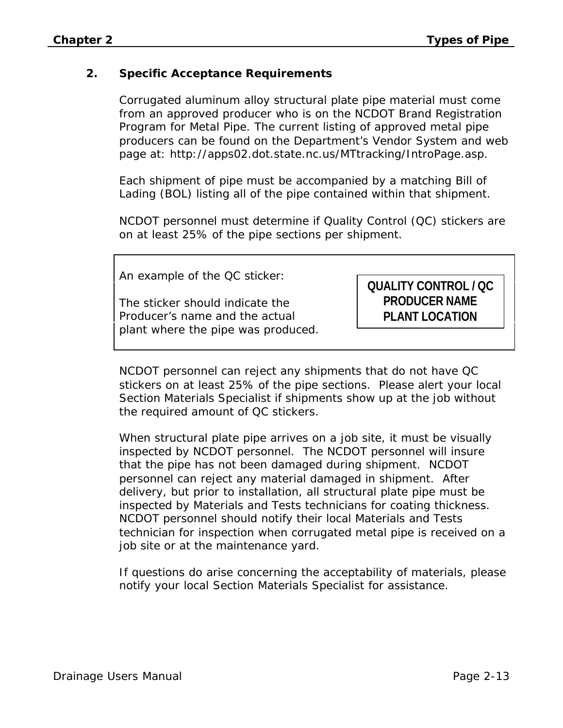## 2. Specific Acceptance Requirements

Corrugated aluminum alloy structural plate pipe material must come from an approved producer who is on the NCDOT Brand Registration Program for Metal Pipe. The current listing of approved metal pipe producers can be found on the Department's Vendor System and web page at: http://apps02.dot.state.nc.us/MTtracking/IntroPage.asp.

Each shipment of pipe must be accompanied by a matching Bill of Lading (BOL) listing all of the pipe contained within that shipment.

NCDOT personnel must determine if Quality Control (QC) stickers are on at least 25% of the pipe sections per shipment.

> An example of the QC sticker:
>
> The sticker should indicate the Producer's name and the actual plant where the pipe was produced.
>
> **QUALITY CONTROL / QC**
> **PRODUCER NAME**
> **PLANT LOCATION**

NCDOT personnel can reject any shipments that do not have QC stickers on at least 25% of the pipe sections. Please alert your local Section Materials Specialist if shipments show up at the job without the required amount of QC stickers.

When structural plate pipe arrives on a job site, it must be visually inspected by NCDOT personnel. The NCDOT personnel will insure that the pipe has not been damaged during shipment. NCDOT personnel can reject any material damaged in shipment. After delivery, but prior to installation, all structural plate pipe must be inspected by Materials and Tests technicians for coating thickness. NCDOT personnel should notify their local Materials and Tests technician for inspection when corrugated metal pipe is received on a job site or at the maintenance yard.

If questions do arise concerning the acceptability of materials, please notify your local Section Materials Specialist for assistance.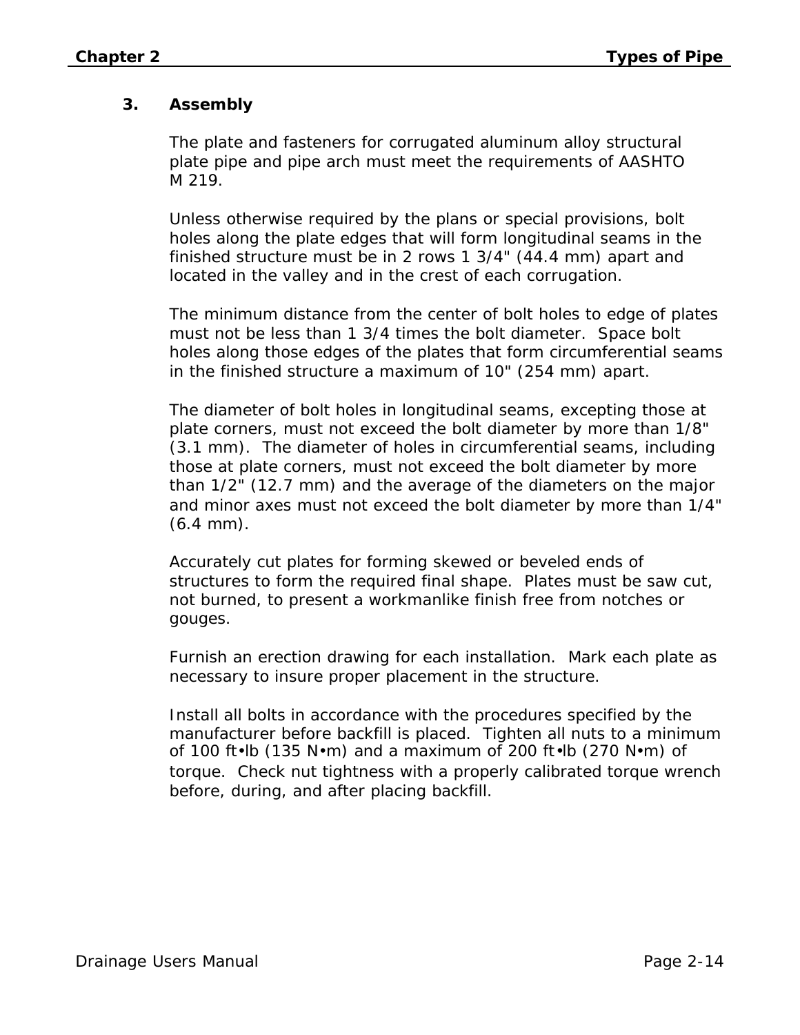### 3. Assembly

The plate and fasteners for corrugated aluminum alloy structural plate pipe and pipe arch must meet the requirements of AASHTO M 219.

Unless otherwise required by the plans or special provisions, bolt holes along the plate edges that will form longitudinal seams in the finished structure must be in 2 rows 1 3/4" (44.4 mm) apart and located in the valley and in the crest of each corrugation.

The minimum distance from the center of bolt holes to edge of plates must not be less than 1 3/4 times the bolt diameter. Space bolt holes along those edges of the plates that form circumferential seams in the finished structure a maximum of 10" (254 mm) apart.

The diameter of bolt holes in longitudinal seams, excepting those at plate corners, must not exceed the bolt diameter by more than 1/8" (3.1 mm). The diameter of holes in circumferential seams, including those at plate corners, must not exceed the bolt diameter by more than 1/2" (12.7 mm) and the average of the diameters on the major and minor axes must not exceed the bolt diameter by more than 1/4" (6.4 mm).

Accurately cut plates for forming skewed or beveled ends of structures to form the required final shape. Plates must be saw cut, not burned, to present a workmanlike finish free from notches or gouges.

Furnish an erection drawing for each installation. Mark each plate as necessary to insure proper placement in the structure.

Install all bolts in accordance with the procedures specified by the manufacturer before backfill is placed. Tighten all nuts to a minimum of 100 ft•lb (135 N•m) and a maximum of 200 ft•lb (270 N•m) of torque. Check nut tightness with a properly calibrated torque wrench before, during, and after placing backfill.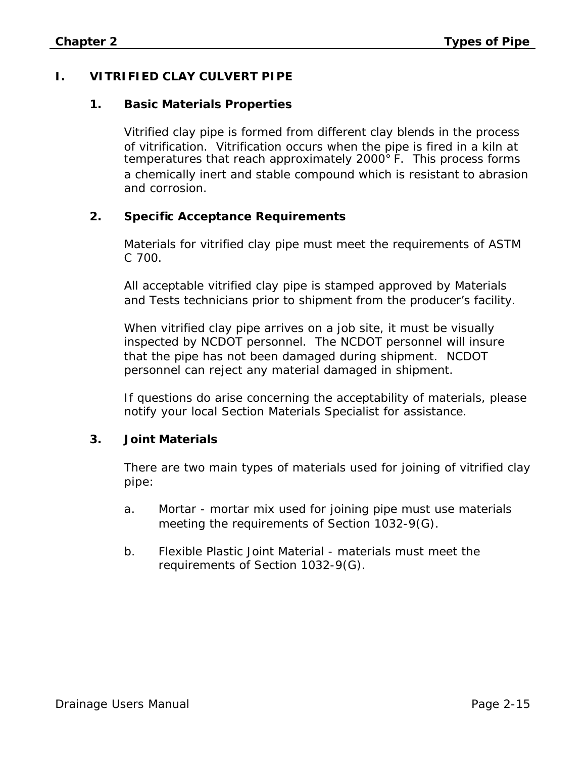## I. VITRIFIED CLAY CULVERT PIPE

### 1. Basic Materials Properties

Vitrified clay pipe is formed from different clay blends in the process of vitrification. Vitrification occurs when the pipe is fired in a kiln at temperatures that reach approximately 2000° F. This process forms a chemically inert and stable compound which is resistant to abrasion and corrosion.

### 2. Specific Acceptance Requirements

Materials for vitrified clay pipe must meet the requirements of ASTM C 700.

All acceptable vitrified clay pipe is stamped approved by Materials and Tests technicians prior to shipment from the producer's facility.

When vitrified clay pipe arrives on a job site, it must be visually inspected by NCDOT personnel. The NCDOT personnel will insure that the pipe has not been damaged during shipment. NCDOT personnel can reject any material damaged in shipment.

If questions do arise concerning the acceptability of materials, please notify your local Section Materials Specialist for assistance.

### 3. Joint Materials

There are two main types of materials used for joining of vitrified clay pipe:

a. Mortar - mortar mix used for joining pipe must use materials meeting the requirements of Section 1032-9(G).

b. Flexible Plastic Joint Material - materials must meet the requirements of Section 1032-9(G).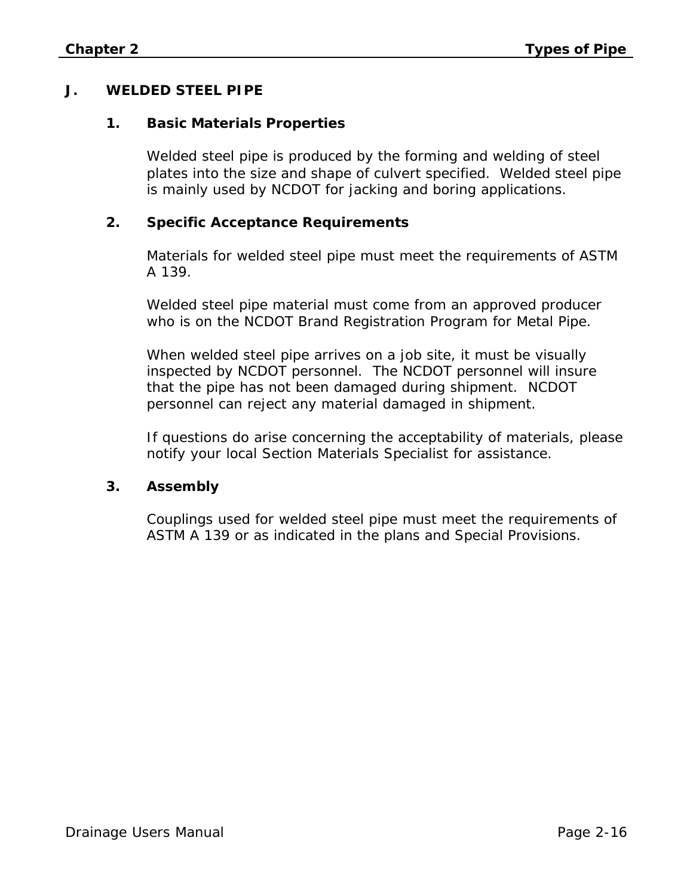## J. WELDED STEEL PIPE

### 1. Basic Materials Properties

Welded steel pipe is produced by the forming and welding of steel plates into the size and shape of culvert specified. Welded steel pipe is mainly used by NCDOT for jacking and boring applications.

### 2. Specific Acceptance Requirements

Materials for welded steel pipe must meet the requirements of ASTM A 139.

Welded steel pipe material must come from an approved producer who is on the NCDOT Brand Registration Program for Metal Pipe.

When welded steel pipe arrives on a job site, it must be visually inspected by NCDOT personnel. The NCDOT personnel will insure that the pipe has not been damaged during shipment. NCDOT personnel can reject any material damaged in shipment.

If questions do arise concerning the acceptability of materials, please notify your local Section Materials Specialist for assistance.

### 3. Assembly

Couplings used for welded steel pipe must meet the requirements of ASTM A 139 or as indicated in the plans and Special Provisions.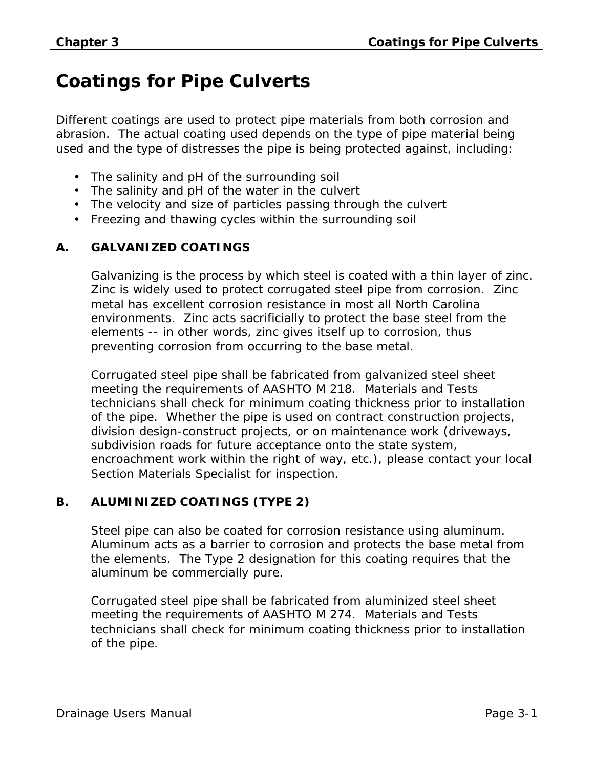# Coatings for Pipe Culverts

Different coatings are used to protect pipe materials from both corrosion and abrasion. The actual coating used depends on the type of pipe material being used and the type of distresses the pipe is being protected against, including:

- The salinity and pH of the surrounding soil
- The salinity and pH of the water in the culvert
- The velocity and size of particles passing through the culvert
- Freezing and thawing cycles within the surrounding soil

## A. GALVANIZED COATINGS

Galvanizing is the process by which steel is coated with a thin layer of zinc. Zinc is widely used to protect corrugated steel pipe from corrosion. Zinc metal has excellent corrosion resistance in most all North Carolina environments. Zinc acts sacrificially to protect the base steel from the elements -- in other words, zinc gives itself up to corrosion, thus preventing corrosion from occurring to the base metal.

Corrugated steel pipe shall be fabricated from galvanized steel sheet meeting the requirements of AASHTO M 218. Materials and Tests technicians shall check for minimum coating thickness prior to installation of the pipe. Whether the pipe is used on contract construction projects, division design-construct projects, or on maintenance work (driveways, subdivision roads for future acceptance onto the state system, encroachment work within the right of way, etc.), please contact your local Section Materials Specialist for inspection.

## B. ALUMINIZED COATINGS (TYPE 2)

Steel pipe can also be coated for corrosion resistance using aluminum. Aluminum acts as a barrier to corrosion and protects the base metal from the elements. The Type 2 designation for this coating requires that the aluminum be commercially pure.

Corrugated steel pipe shall be fabricated from aluminized steel sheet meeting the requirements of AASHTO M 274. Materials and Tests technicians shall check for minimum coating thickness prior to installation of the pipe.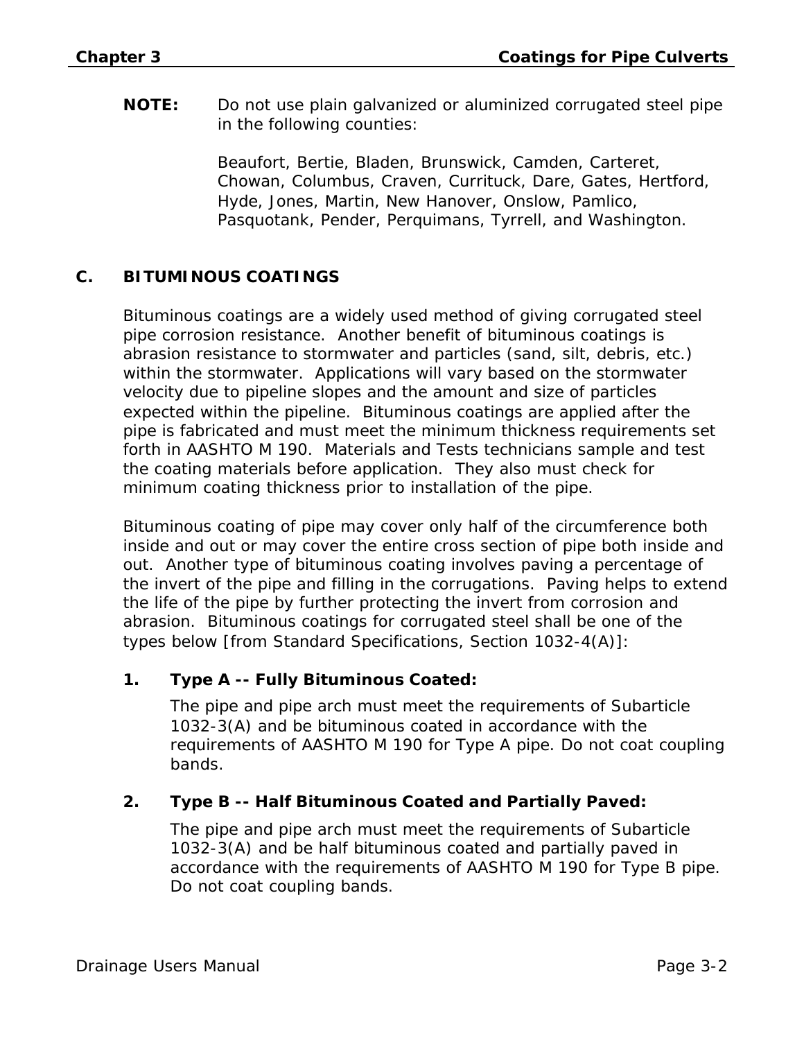**NOTE:** Do not use plain galvanized or aluminized corrugated steel pipe in the following counties:

Beaufort, Bertie, Bladen, Brunswick, Camden, Carteret, Chowan, Columbus, Craven, Currituck, Dare, Gates, Hertford, Hyde, Jones, Martin, New Hanover, Onslow, Pamlico, Pasquotank, Pender, Perquimans, Tyrrell, and Washington.

## C. BITUMINOUS COATINGS

Bituminous coatings are a widely used method of giving corrugated steel pipe corrosion resistance. Another benefit of bituminous coatings is abrasion resistance to stormwater and particles (sand, silt, debris, etc.) within the stormwater. Applications will vary based on the stormwater velocity due to pipeline slopes and the amount and size of particles expected within the pipeline. Bituminous coatings are applied after the pipe is fabricated and must meet the minimum thickness requirements set forth in AASHTO M 190. Materials and Tests technicians sample and test the coating materials before application. They also must check for minimum coating thickness prior to installation of the pipe.

Bituminous coating of pipe may cover only half of the circumference both inside and out or may cover the entire cross section of pipe both inside and out. Another type of bituminous coating involves paving a percentage of the invert of the pipe and filling in the corrugations. Paving helps to extend the life of the pipe by further protecting the invert from corrosion and abrasion. Bituminous coatings for corrugated steel shall be one of the types below [from Standard Specifications, Section 1032-4(A)]:

### 1. Type A -- Fully Bituminous Coated:

The pipe and pipe arch must meet the requirements of Subarticle 1032-3(A) and be bituminous coated in accordance with the requirements of AASHTO M 190 for Type A pipe. Do not coat coupling bands.

### 2. Type B -- Half Bituminous Coated and Partially Paved:

The pipe and pipe arch must meet the requirements of Subarticle 1032-3(A) and be half bituminous coated and partially paved in accordance with the requirements of AASHTO M 190 for Type B pipe. Do not coat coupling bands.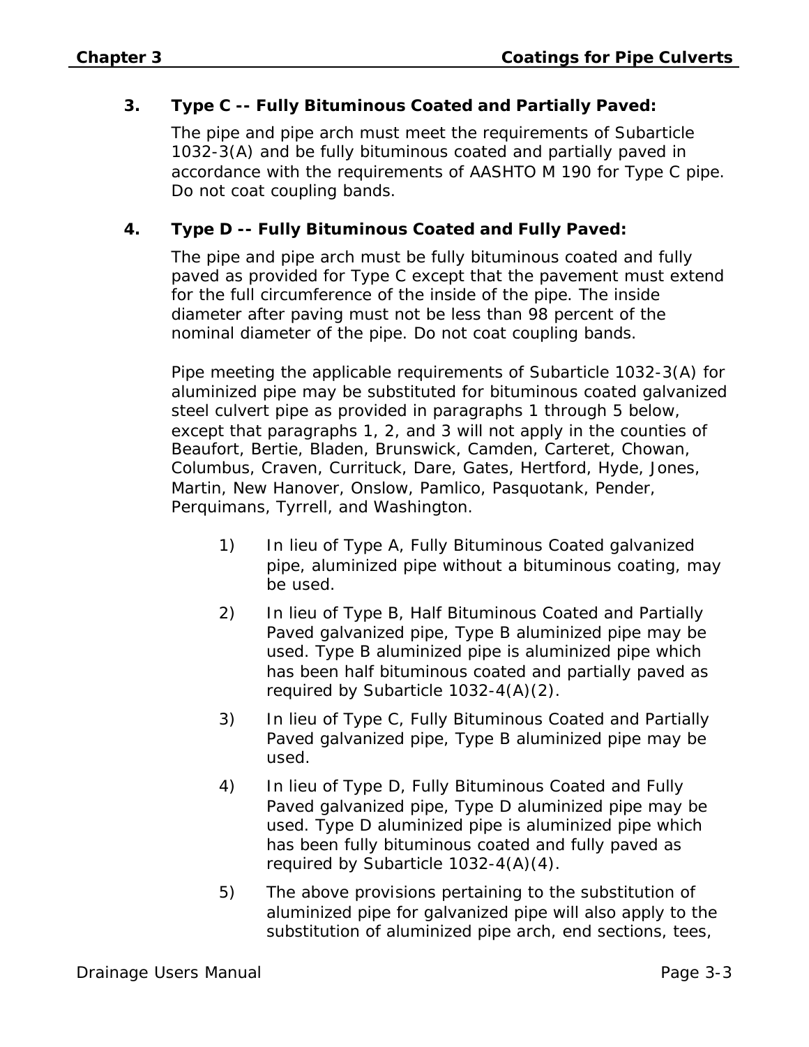3. **Type C -- Fully Bituminous Coated and Partially Paved:**

   The pipe and pipe arch must meet the requirements of Subarticle 1032-3(A) and be fully bituminous coated and partially paved in accordance with the requirements of AASHTO M 190 for Type C pipe. Do not coat coupling bands.

4. **Type D -- Fully Bituminous Coated and Fully Paved:**

   The pipe and pipe arch must be fully bituminous coated and fully paved as provided for Type C except that the pavement must extend for the full circumference of the inside of the pipe. The inside diameter after paving must not be less than 98 percent of the nominal diameter of the pipe. Do not coat coupling bands.

   Pipe meeting the applicable requirements of Subarticle 1032-3(A) for aluminized pipe may be substituted for bituminous coated galvanized steel culvert pipe as provided in paragraphs 1 through 5 below, except that paragraphs 1, 2, and 3 will not apply in the counties of Beaufort, Bertie, Bladen, Brunswick, Camden, Carteret, Chowan, Columbus, Craven, Currituck, Dare, Gates, Hertford, Hyde, Jones, Martin, New Hanover, Onslow, Pamlico, Pasquotank, Pender, Perquimans, Tyrrell, and Washington.

   1) In lieu of Type A, Fully Bituminous Coated galvanized pipe, aluminized pipe without a bituminous coating, may be used.

   2) In lieu of Type B, Half Bituminous Coated and Partially Paved galvanized pipe, Type B aluminized pipe may be used. Type B aluminized pipe is aluminized pipe which has been half bituminous coated and partially paved as required by Subarticle 1032-4(A)(2).

   3) In lieu of Type C, Fully Bituminous Coated and Partially Paved galvanized pipe, Type B aluminized pipe may be used.

   4) In lieu of Type D, Fully Bituminous Coated and Fully Paved galvanized pipe, Type D aluminized pipe may be used. Type D aluminized pipe is aluminized pipe which has been fully bituminous coated and fully paved as required by Subarticle 1032-4(A)(4).

   5) The above provisions pertaining to the substitution of aluminized pipe for galvanized pipe will also apply to the substitution of aluminized pipe arch, end sections, tees,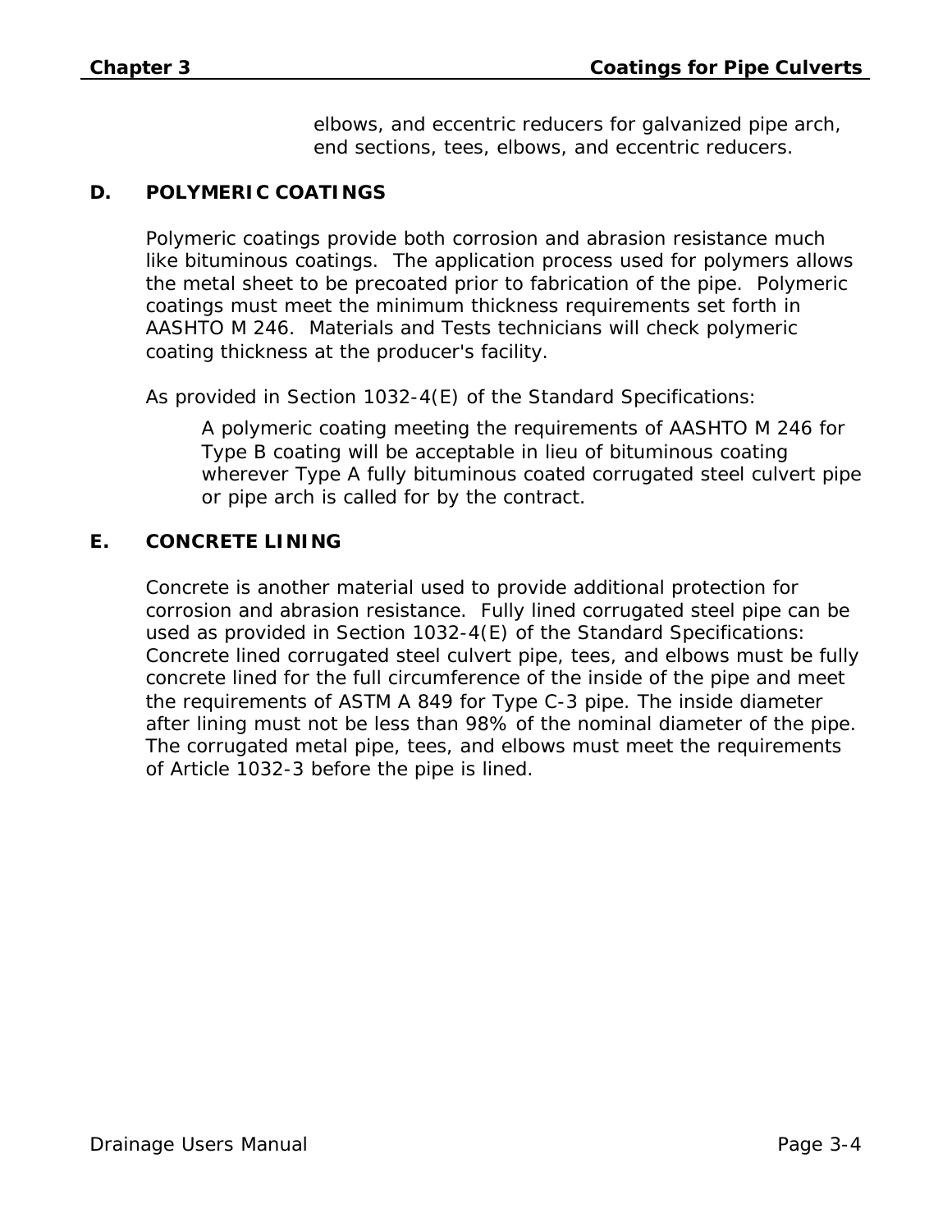elbows, and eccentric reducers for galvanized pipe arch, end sections, tees, elbows, and eccentric reducers.

## D. POLYMERIC COATINGS

Polymeric coatings provide both corrosion and abrasion resistance much like bituminous coatings. The application process used for polymers allows the metal sheet to be precoated prior to fabrication of the pipe. Polymeric coatings must meet the minimum thickness requirements set forth in AASHTO M 246. Materials and Tests technicians will check polymeric coating thickness at the producer's facility.

As provided in Section 1032-4(E) of the Standard Specifications:

> A polymeric coating meeting the requirements of AASHTO M 246 for Type B coating will be acceptable in lieu of bituminous coating wherever Type A fully bituminous coated corrugated steel culvert pipe or pipe arch is called for by the contract.

## E. CONCRETE LINING

Concrete is another material used to provide additional protection for corrosion and abrasion resistance. Fully lined corrugated steel pipe can be used as provided in Section 1032-4(E) of the Standard Specifications: Concrete lined corrugated steel culvert pipe, tees, and elbows must be fully concrete lined for the full circumference of the inside of the pipe and meet the requirements of ASTM A 849 for Type C-3 pipe. The inside diameter after lining must not be less than 98% of the nominal diameter of the pipe. The corrugated metal pipe, tees, and elbows must meet the requirements of Article 1032-3 before the pipe is lined.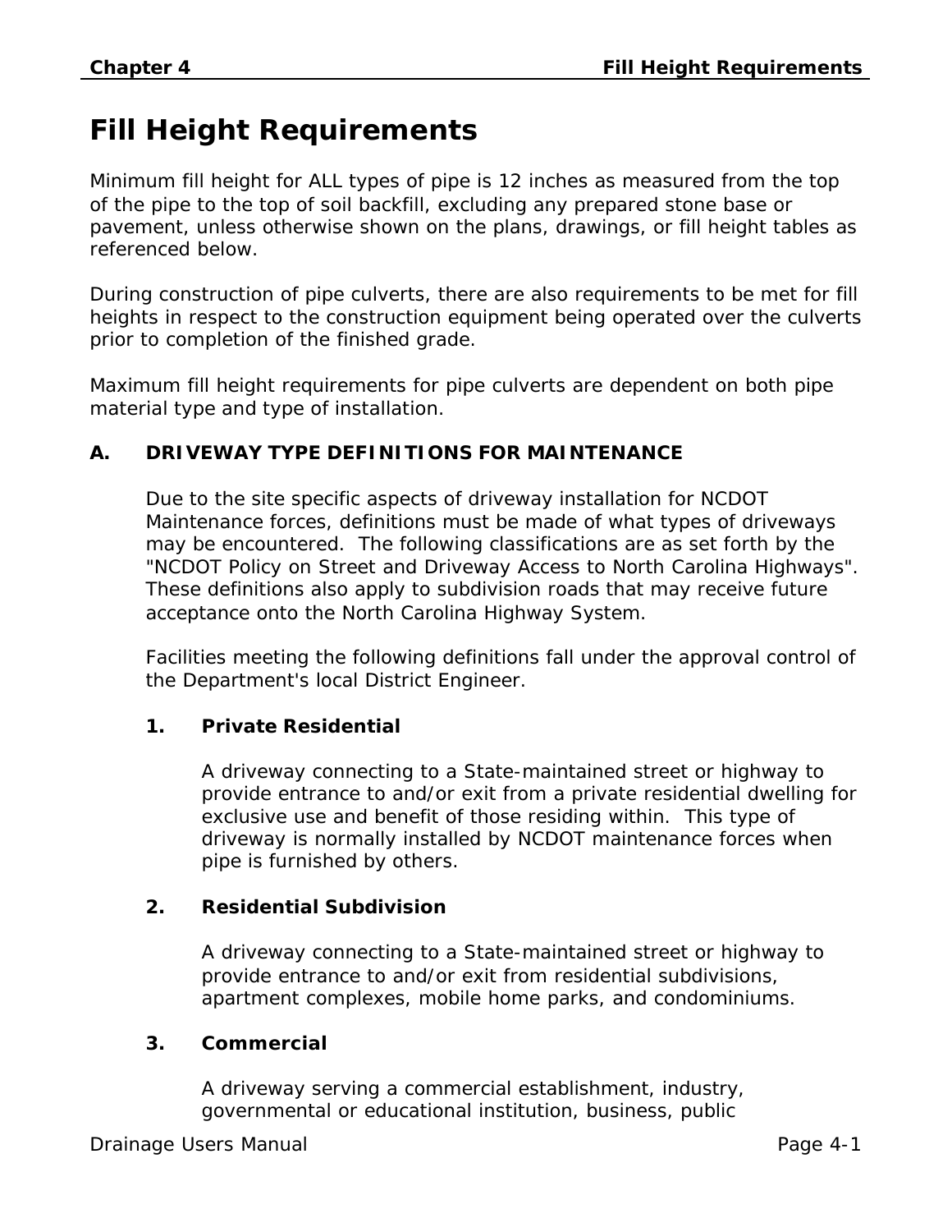# Fill Height Requirements

Minimum fill height for ALL types of pipe is 12 inches as measured from the top of the pipe to the top of soil backfill, excluding any prepared stone base or pavement, unless otherwise shown on the plans, drawings, or fill height tables as referenced below.

During construction of pipe culverts, there are also requirements to be met for fill heights in respect to the construction equipment being operated over the culverts prior to completion of the finished grade.

Maximum fill height requirements for pipe culverts are dependent on both pipe material type and type of installation.

## A. DRIVEWAY TYPE DEFINITIONS FOR MAINTENANCE

Due to the site specific aspects of driveway installation for NCDOT Maintenance forces, definitions must be made of what types of driveways may be encountered. The following classifications are as set forth by the "NCDOT Policy on Street and Driveway Access to North Carolina Highways". These definitions also apply to subdivision roads that may receive future acceptance onto the North Carolina Highway System.

Facilities meeting the following definitions fall under the approval control of the Department's local District Engineer.

### 1. Private Residential

A driveway connecting to a State-maintained street or highway to provide entrance to and/or exit from a private residential dwelling for exclusive use and benefit of those residing within. This type of driveway is normally installed by NCDOT maintenance forces when pipe is furnished by others.

### 2. Residential Subdivision

A driveway connecting to a State-maintained street or highway to provide entrance to and/or exit from residential subdivisions, apartment complexes, mobile home parks, and condominiums.

### 3. Commercial

A driveway serving a commercial establishment, industry, governmental or educational institution, business, public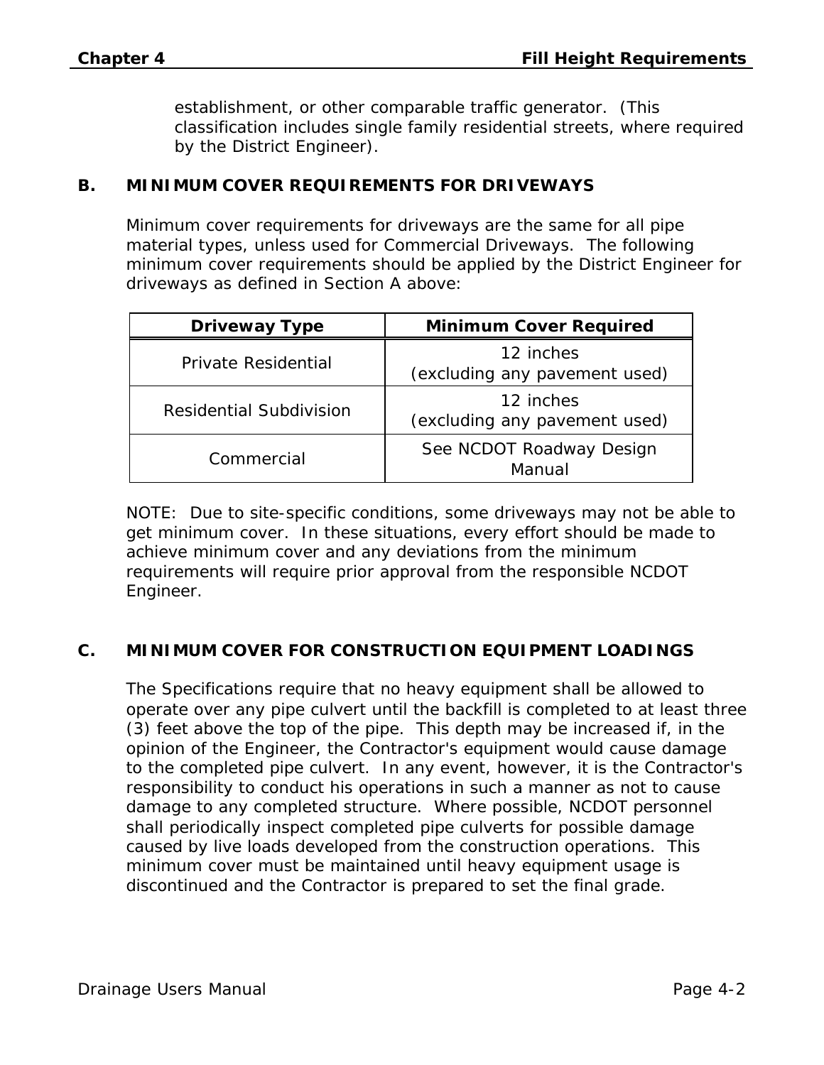establishment, or other comparable traffic generator. (This classification includes single family residential streets, where required by the District Engineer).

## B. MINIMUM COVER REQUIREMENTS FOR DRIVEWAYS

Minimum cover requirements for driveways are the same for all pipe material types, unless used for Commercial Driveways. The following minimum cover requirements should be applied by the District Engineer for driveways as defined in Section A above:

| Driveway Type | Minimum Cover Required |
| --- | --- |
| Private Residential | 12 inches (excluding any pavement used) |
| Residential Subdivision | 12 inches (excluding any pavement used) |
| Commercial | See NCDOT Roadway Design Manual |

NOTE: Due to site-specific conditions, some driveways may not be able to get minimum cover. In these situations, every effort should be made to achieve minimum cover and any deviations from the minimum requirements will require prior approval from the responsible NCDOT Engineer.

## C. MINIMUM COVER FOR CONSTRUCTION EQUIPMENT LOADINGS

The Specifications require that no heavy equipment shall be allowed to operate over any pipe culvert until the backfill is completed to at least three (3) feet above the top of the pipe. This depth may be increased if, in the opinion of the Engineer, the Contractor's equipment would cause damage to the completed pipe culvert. In any event, however, it is the Contractor's responsibility to conduct his operations in such a manner as not to cause damage to any completed structure. Where possible, NCDOT personnel shall periodically inspect completed pipe culverts for possible damage caused by live loads developed from the construction operations. This minimum cover must be maintained until heavy equipment usage is discontinued and the Contractor is prepared to set the final grade.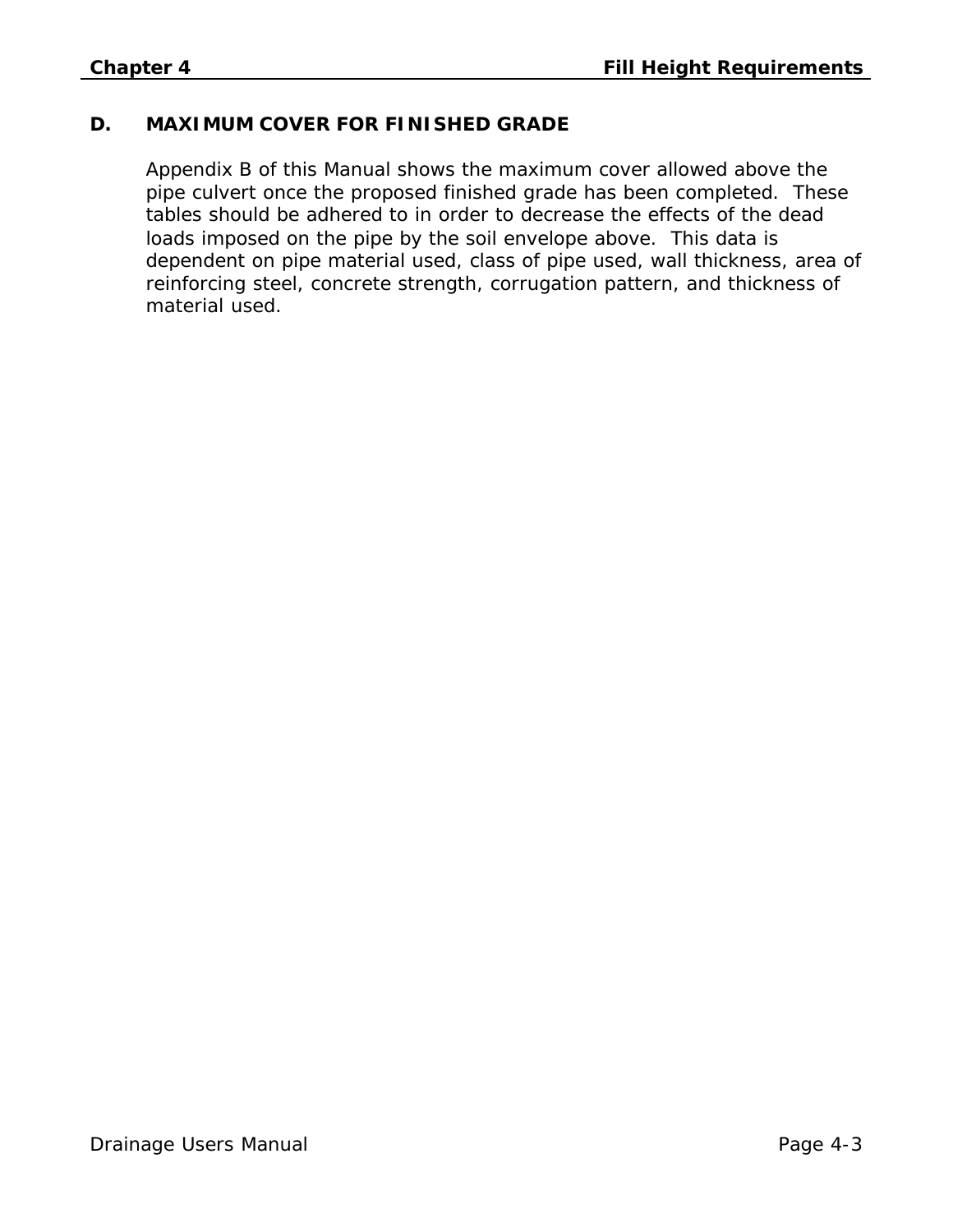## D. MAXIMUM COVER FOR FINISHED GRADE

Appendix B of this Manual shows the maximum cover allowed above the pipe culvert once the proposed finished grade has been completed. These tables should be adhered to in order to decrease the effects of the dead loads imposed on the pipe by the soil envelope above. This data is dependent on pipe material used, class of pipe used, wall thickness, area of reinforcing steel, concrete strength, corrugation pattern, and thickness of material used.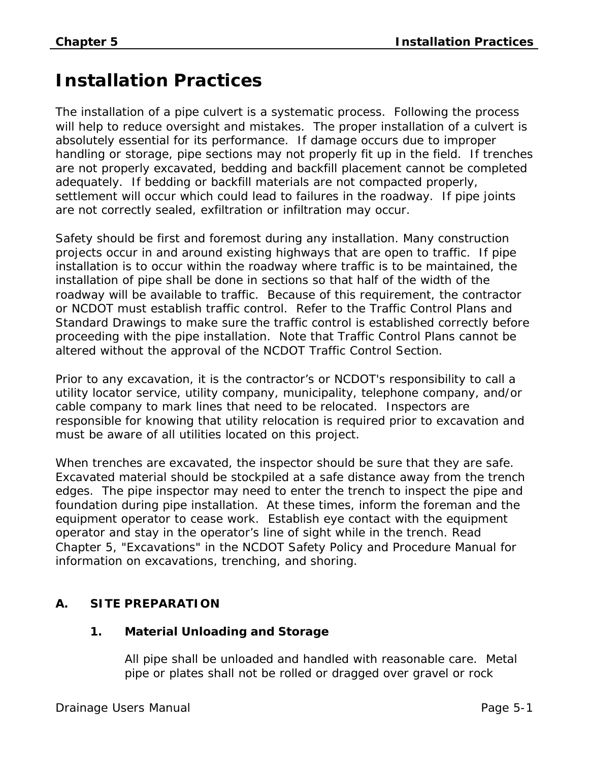# Installation Practices

The installation of a pipe culvert is a systematic process. Following the process will help to reduce oversight and mistakes. The proper installation of a culvert is absolutely essential for its performance. If damage occurs due to improper handling or storage, pipe sections may not properly fit up in the field. If trenches are not properly excavated, bedding and backfill placement cannot be completed adequately. If bedding or backfill materials are not compacted properly, settlement will occur which could lead to failures in the roadway. If pipe joints are not correctly sealed, exfiltration or infiltration may occur.

Safety should be first and foremost during any installation. Many construction projects occur in and around existing highways that are open to traffic. If pipe installation is to occur within the roadway where traffic is to be maintained, the installation of pipe shall be done in sections so that half of the width of the roadway will be available to traffic. Because of this requirement, the contractor or NCDOT must establish traffic control. Refer to the Traffic Control Plans and Standard Drawings to make sure the traffic control is established correctly before proceeding with the pipe installation. Note that Traffic Control Plans cannot be altered without the approval of the NCDOT Traffic Control Section.

Prior to any excavation, it is the contractor's or NCDOT's responsibility to call a utility locator service, utility company, municipality, telephone company, and/or cable company to mark lines that need to be relocated. Inspectors are responsible for knowing that utility relocation is required prior to excavation and must be aware of all utilities located on this project.

When trenches are excavated, the inspector should be sure that they are safe. Excavated material should be stockpiled at a safe distance away from the trench edges. The pipe inspector may need to enter the trench to inspect the pipe and foundation during pipe installation. At these times, inform the foreman and the equipment operator to cease work. Establish eye contact with the equipment operator and stay in the operator's line of sight while in the trench. Read Chapter 5, "Excavations" in the NCDOT Safety Policy and Procedure Manual for information on excavations, trenching, and shoring.

## A. SITE PREPARATION

### 1. Material Unloading and Storage

All pipe shall be unloaded and handled with reasonable care. Metal pipe or plates shall not be rolled or dragged over gravel or rock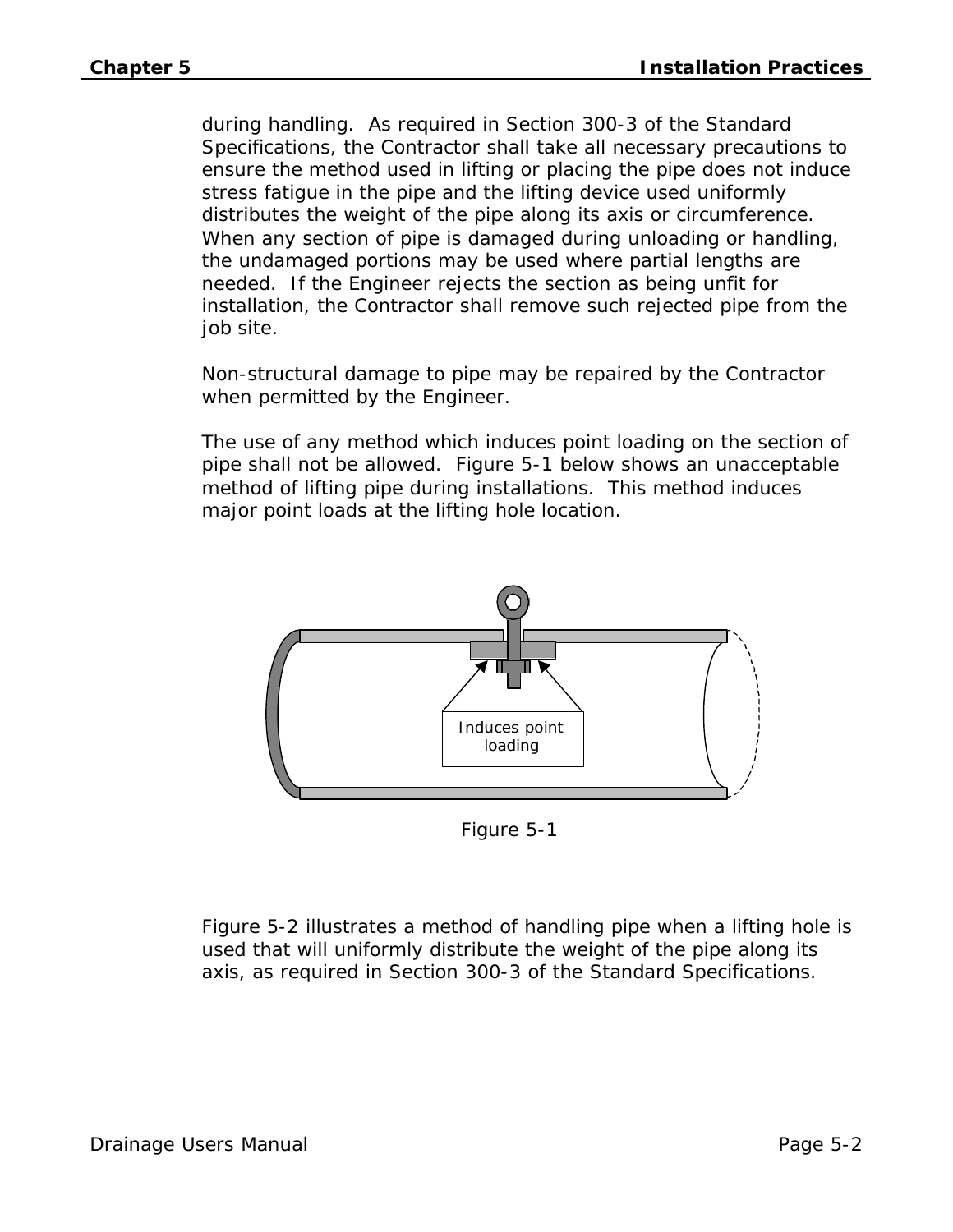during handling. As required in Section 300-3 of the Standard Specifications, the Contractor shall take all necessary precautions to ensure the method used in lifting or placing the pipe does not induce stress fatigue in the pipe and the lifting device used uniformly distributes the weight of the pipe along its axis or circumference. When any section of pipe is damaged during unloading or handling, the undamaged portions may be used where partial lengths are needed. If the Engineer rejects the section as being unfit for installation, the Contractor shall remove such rejected pipe from the job site.

Non-structural damage to pipe may be repaired by the Contractor when permitted by the Engineer.

The use of any method which induces point loading on the section of pipe shall not be allowed. Figure 5-1 below shows an unacceptable method of lifting pipe during installations. This method induces major point loads at the lifting hole location.

Induces point loading

Figure 5-1

Figure 5-2 illustrates a method of handling pipe when a lifting hole is used that will uniformly distribute the weight of the pipe along its axis, as required in Section 300-3 of the Standard Specifications.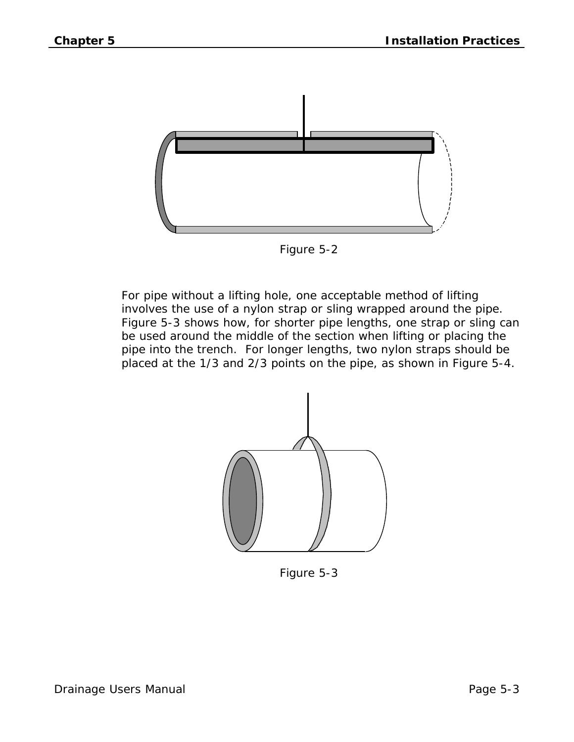Figure 5-2

For pipe without a lifting hole, one acceptable method of lifting involves the use of a nylon strap or sling wrapped around the pipe. Figure 5-3 shows how, for shorter pipe lengths, one strap or sling can be used around the middle of the section when lifting or placing the pipe into the trench. For longer lengths, two nylon straps should be placed at the 1/3 and 2/3 points on the pipe, as shown in Figure 5-4.

Figure 5-3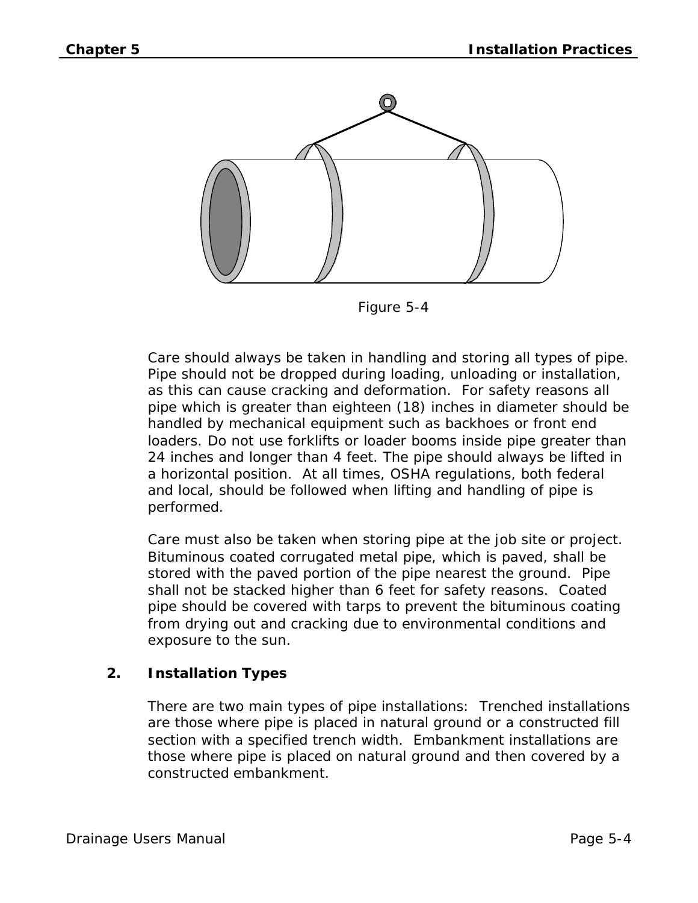Figure 5-4

Care should always be taken in handling and storing all types of pipe. Pipe should not be dropped during loading, unloading or installation, as this can cause cracking and deformation. For safety reasons all pipe which is greater than eighteen (18) inches in diameter should be handled by mechanical equipment such as backhoes or front end loaders. Do not use forklifts or loader booms inside pipe greater than 24 inches and longer than 4 feet. The pipe should always be lifted in a horizontal position. At all times, OSHA regulations, both federal and local, should be followed when lifting and handling of pipe is performed.

Care must also be taken when storing pipe at the job site or project. Bituminous coated corrugated metal pipe, which is paved, shall be stored with the paved portion of the pipe nearest the ground. Pipe shall not be stacked higher than 6 feet for safety reasons. Coated pipe should be covered with tarps to prevent the bituminous coating from drying out and cracking due to environmental conditions and exposure to the sun.

## 2. Installation Types

There are two main types of pipe installations: Trenched installations are those where pipe is placed in natural ground or a constructed fill section with a specified trench width. Embankment installations are those where pipe is placed on natural ground and then covered by a constructed embankment.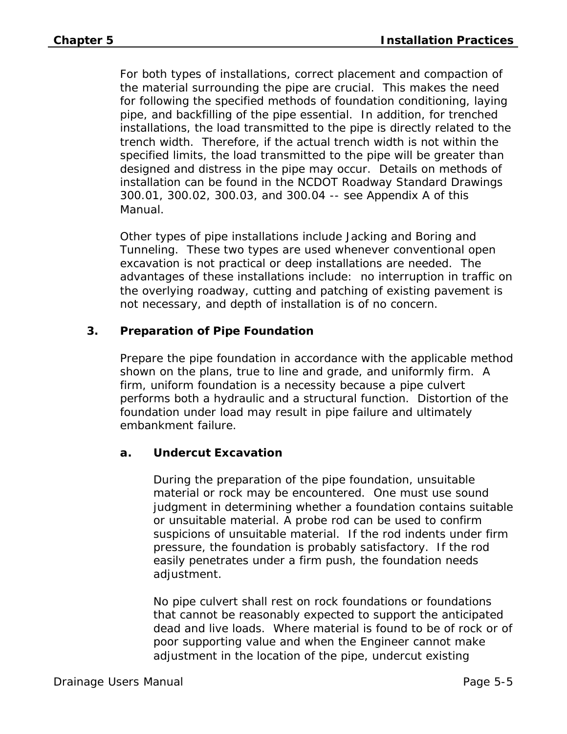For both types of installations, correct placement and compaction of the material surrounding the pipe are crucial. This makes the need for following the specified methods of foundation conditioning, laying pipe, and backfilling of the pipe essential. In addition, for trenched installations, the load transmitted to the pipe is directly related to the trench width. Therefore, if the actual trench width is not within the specified limits, the load transmitted to the pipe will be greater than designed and distress in the pipe may occur. Details on methods of installation can be found in the NCDOT Roadway Standard Drawings 300.01, 300.02, 300.03, and 300.04 -- see Appendix A of this Manual.

Other types of pipe installations include Jacking and Boring and Tunneling. These two types are used whenever conventional open excavation is not practical or deep installations are needed. The advantages of these installations include: no interruption in traffic on the overlying roadway, cutting and patching of existing pavement is not necessary, and depth of installation is of no concern.

## 3. Preparation of Pipe Foundation

Prepare the pipe foundation in accordance with the applicable method shown on the plans, true to line and grade, and uniformly firm. A firm, uniform foundation is a necessity because a pipe culvert performs both a hydraulic and a structural function. Distortion of the foundation under load may result in pipe failure and ultimately embankment failure.

### a. Undercut Excavation

During the preparation of the pipe foundation, unsuitable material or rock may be encountered. One must use sound judgment in determining whether a foundation contains suitable or unsuitable material. A probe rod can be used to confirm suspicions of unsuitable material. If the rod indents under firm pressure, the foundation is probably satisfactory. If the rod easily penetrates under a firm push, the foundation needs adjustment.

No pipe culvert shall rest on rock foundations or foundations that cannot be reasonably expected to support the anticipated dead and live loads. Where material is found to be of rock or of poor supporting value and when the Engineer cannot make adjustment in the location of the pipe, undercut existing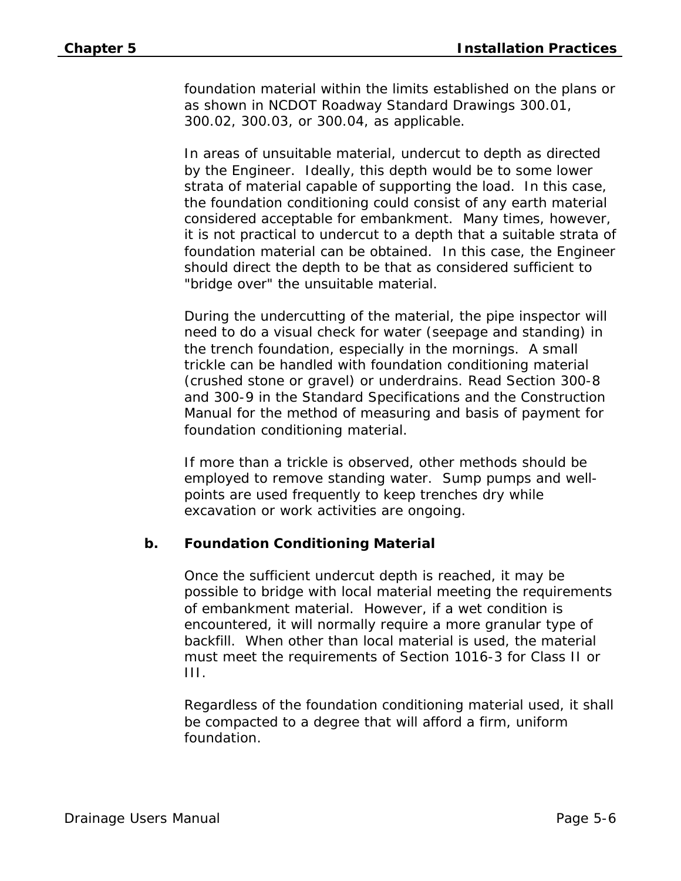foundation material within the limits established on the plans or as shown in NCDOT Roadway Standard Drawings 300.01, 300.02, 300.03, or 300.04, as applicable.

In areas of unsuitable material, undercut to depth as directed by the Engineer. Ideally, this depth would be to some lower strata of material capable of supporting the load. In this case, the foundation conditioning could consist of any earth material considered acceptable for embankment. Many times, however, it is not practical to undercut to a depth that a suitable strata of foundation material can be obtained. In this case, the Engineer should direct the depth to be that as considered sufficient to "bridge over" the unsuitable material.

During the undercutting of the material, the pipe inspector will need to do a visual check for water (seepage and standing) in the trench foundation, especially in the mornings. A small trickle can be handled with foundation conditioning material (crushed stone or gravel) or underdrains. Read Section 300-8 and 300-9 in the Standard Specifications and the Construction Manual for the method of measuring and basis of payment for foundation conditioning material.

If more than a trickle is observed, other methods should be employed to remove standing water. Sump pumps and well-points are used frequently to keep trenches dry while excavation or work activities are ongoing.

**b. Foundation Conditioning Material**

Once the sufficient undercut depth is reached, it may be possible to bridge with local material meeting the requirements of embankment material. However, if a wet condition is encountered, it will normally require a more granular type of backfill. When other than local material is used, the material must meet the requirements of Section 1016-3 for Class II or III.

Regardless of the foundation conditioning material used, it shall be compacted to a degree that will afford a firm, uniform foundation.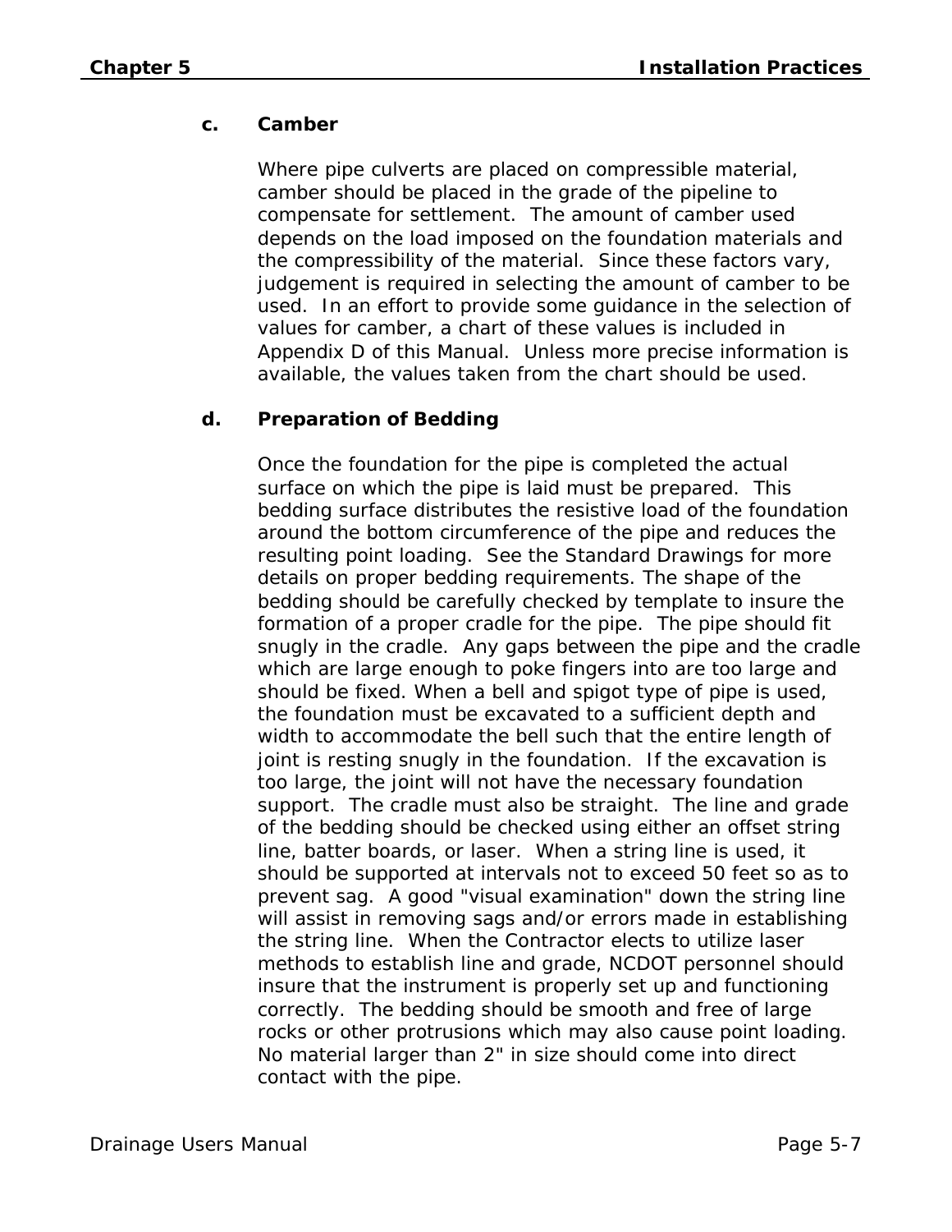### c. Camber

Where pipe culverts are placed on compressible material, camber should be placed in the grade of the pipeline to compensate for settlement. The amount of camber used depends on the load imposed on the foundation materials and the compressibility of the material. Since these factors vary, judgement is required in selecting the amount of camber to be used. In an effort to provide some guidance in the selection of values for camber, a chart of these values is included in Appendix D of this Manual. Unless more precise information is available, the values taken from the chart should be used.

### d. Preparation of Bedding

Once the foundation for the pipe is completed the actual surface on which the pipe is laid must be prepared. This bedding surface distributes the resistive load of the foundation around the bottom circumference of the pipe and reduces the resulting point loading. See the Standard Drawings for more details on proper bedding requirements. The shape of the bedding should be carefully checked by template to insure the formation of a proper cradle for the pipe. The pipe should fit snugly in the cradle. Any gaps between the pipe and the cradle which are large enough to poke fingers into are too large and should be fixed. When a bell and spigot type of pipe is used, the foundation must be excavated to a sufficient depth and width to accommodate the bell such that the entire length of joint is resting snugly in the foundation. If the excavation is too large, the joint will not have the necessary foundation support. The cradle must also be straight. The line and grade of the bedding should be checked using either an offset string line, batter boards, or laser. When a string line is used, it should be supported at intervals not to exceed 50 feet so as to prevent sag. A good "visual examination" down the string line will assist in removing sags and/or errors made in establishing the string line. When the Contractor elects to utilize laser methods to establish line and grade, NCDOT personnel should insure that the instrument is properly set up and functioning correctly. The bedding should be smooth and free of large rocks or other protrusions which may also cause point loading. No material larger than 2" in size should come into direct contact with the pipe.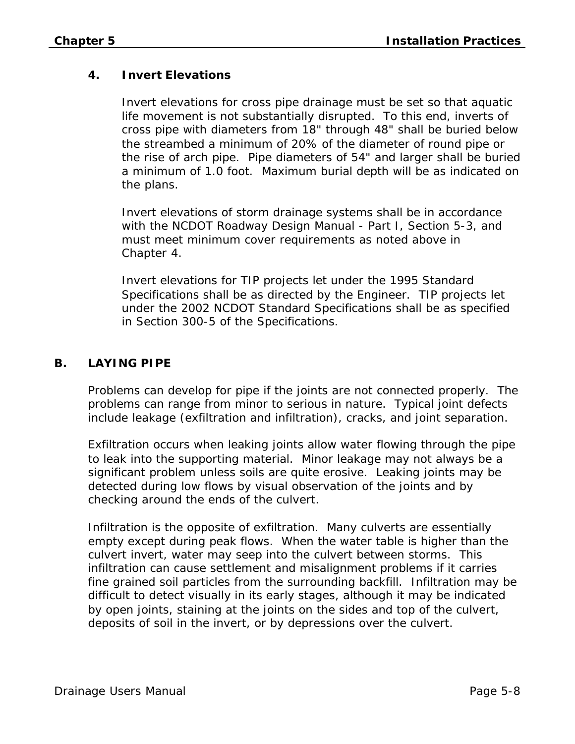### 4. Invert Elevations

Invert elevations for cross pipe drainage must be set so that aquatic life movement is not substantially disrupted. To this end, inverts of cross pipe with diameters from 18" through 48" shall be buried below the streambed a minimum of 20% of the diameter of round pipe or the rise of arch pipe. Pipe diameters of 54" and larger shall be buried a minimum of 1.0 foot. Maximum burial depth will be as indicated on the plans.

Invert elevations of storm drainage systems shall be in accordance with the NCDOT Roadway Design Manual - Part I, Section 5-3, and must meet minimum cover requirements as noted above in Chapter 4.

Invert elevations for TIP projects let under the 1995 Standard Specifications shall be as directed by the Engineer. TIP projects let under the 2002 NCDOT Standard Specifications shall be as specified in Section 300-5 of the Specifications.

## B. LAYING PIPE

Problems can develop for pipe if the joints are not connected properly. The problems can range from minor to serious in nature. Typical joint defects include leakage (exfiltration and infiltration), cracks, and joint separation.

Exfiltration occurs when leaking joints allow water flowing through the pipe to leak into the supporting material. Minor leakage may not always be a significant problem unless soils are quite erosive. Leaking joints may be detected during low flows by visual observation of the joints and by checking around the ends of the culvert.

Infiltration is the opposite of exfiltration. Many culverts are essentially empty except during peak flows. When the water table is higher than the culvert invert, water may seep into the culvert between storms. This infiltration can cause settlement and misalignment problems if it carries fine grained soil particles from the surrounding backfill. Infiltration may be difficult to detect visually in its early stages, although it may be indicated by open joints, staining at the joints on the sides and top of the culvert, deposits of soil in the invert, or by depressions over the culvert.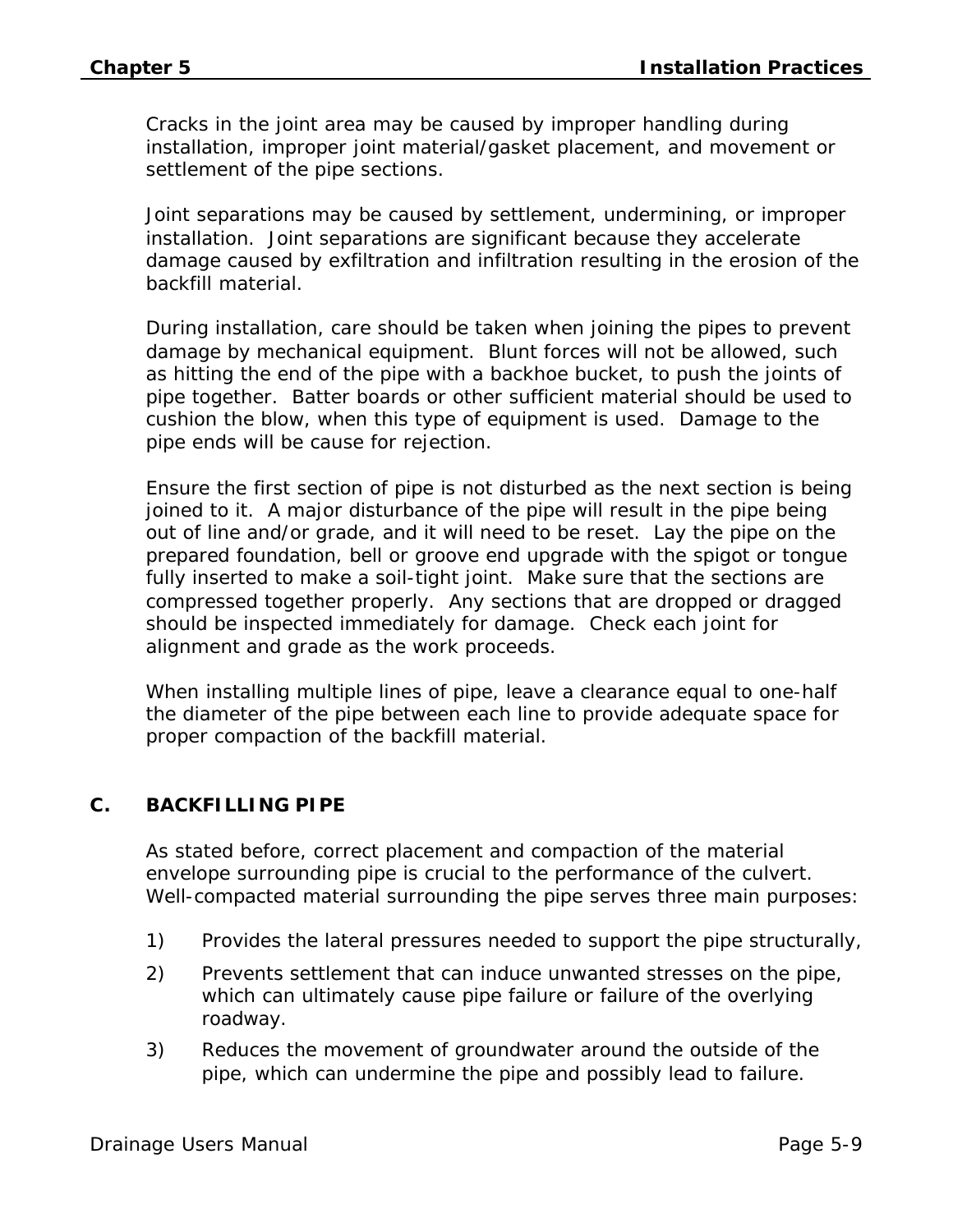Cracks in the joint area may be caused by improper handling during installation, improper joint material/gasket placement, and movement or settlement of the pipe sections.

Joint separations may be caused by settlement, undermining, or improper installation. Joint separations are significant because they accelerate damage caused by exfiltration and infiltration resulting in the erosion of the backfill material.

During installation, care should be taken when joining the pipes to prevent damage by mechanical equipment. Blunt forces will not be allowed, such as hitting the end of the pipe with a backhoe bucket, to push the joints of pipe together. Batter boards or other sufficient material should be used to cushion the blow, when this type of equipment is used. Damage to the pipe ends will be cause for rejection.

Ensure the first section of pipe is not disturbed as the next section is being joined to it. A major disturbance of the pipe will result in the pipe being out of line and/or grade, and it will need to be reset. Lay the pipe on the prepared foundation, bell or groove end upgrade with the spigot or tongue fully inserted to make a soil-tight joint. Make sure that the sections are compressed together properly. Any sections that are dropped or dragged should be inspected immediately for damage. Check each joint for alignment and grade as the work proceeds.

When installing multiple lines of pipe, leave a clearance equal to one-half the diameter of the pipe between each line to provide adequate space for proper compaction of the backfill material.

## C. BACKFILLING PIPE

As stated before, correct placement and compaction of the material envelope surrounding pipe is crucial to the performance of the culvert. Well-compacted material surrounding the pipe serves three main purposes:

1) Provides the lateral pressures needed to support the pipe structurally,
2) Prevents settlement that can induce unwanted stresses on the pipe, which can ultimately cause pipe failure or failure of the overlying roadway.
3) Reduces the movement of groundwater around the outside of the pipe, which can undermine the pipe and possibly lead to failure.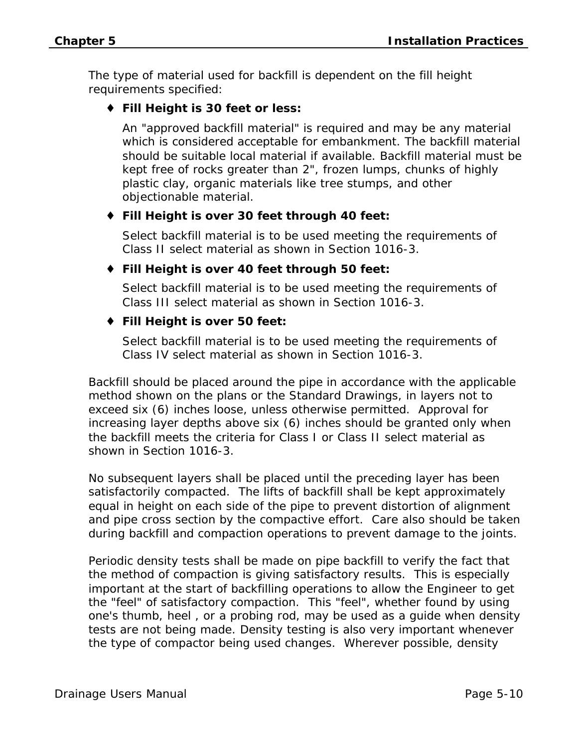The type of material used for backfill is dependent on the fill height requirements specified:

- **Fill Height is 30 feet or less:**

  An "approved backfill material" is required and may be any material which is considered acceptable for embankment. The backfill material should be suitable local material if available. Backfill material must be kept free of rocks greater than 2", frozen lumps, chunks of highly plastic clay, organic materials like tree stumps, and other objectionable material.

- **Fill Height is over 30 feet through 40 feet:**

  Select backfill material is to be used meeting the requirements of Class II select material as shown in Section 1016-3.

- **Fill Height is over 40 feet through 50 feet:**

  Select backfill material is to be used meeting the requirements of Class III select material as shown in Section 1016-3.

- **Fill Height is over 50 feet:**

  Select backfill material is to be used meeting the requirements of Class IV select material as shown in Section 1016-3.

Backfill should be placed around the pipe in accordance with the applicable method shown on the plans or the Standard Drawings, in layers not to exceed six (6) inches loose, unless otherwise permitted. Approval for increasing layer depths above six (6) inches should be granted only when the backfill meets the criteria for Class I or Class II select material as shown in Section 1016-3.

No subsequent layers shall be placed until the preceding layer has been satisfactorily compacted. The lifts of backfill shall be kept approximately equal in height on each side of the pipe to prevent distortion of alignment and pipe cross section by the compactive effort. Care also should be taken during backfill and compaction operations to prevent damage to the joints.

Periodic density tests shall be made on pipe backfill to verify the fact that the method of compaction is giving satisfactory results. This is especially important at the start of backfilling operations to allow the Engineer to get the "feel" of satisfactory compaction. This "feel", whether found by using one's thumb, heel , or a probing rod, may be used as a guide when density tests are not being made. Density testing is also very important whenever the type of compactor being used changes. Wherever possible, density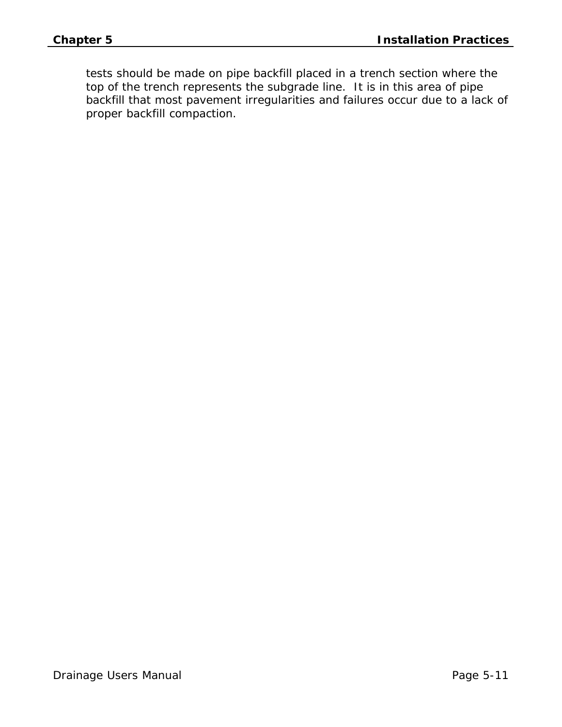tests should be made on pipe backfill placed in a trench section where the top of the trench represents the subgrade line. It is in this area of pipe backfill that most pavement irregularities and failures occur due to a lack of proper backfill compaction.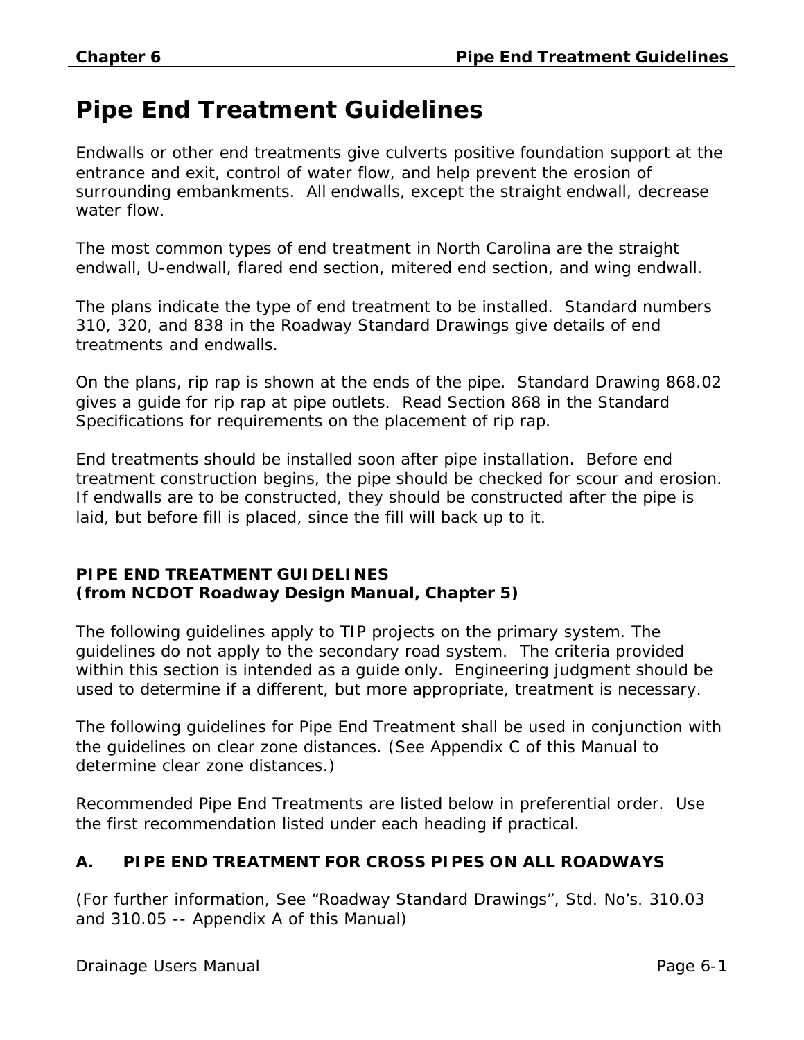# Pipe End Treatment Guidelines

Endwalls or other end treatments give culverts positive foundation support at the entrance and exit, control of water flow, and help prevent the erosion of surrounding embankments. All endwalls, except the straight endwall, decrease water flow.

The most common types of end treatment in North Carolina are the straight endwall, U-endwall, flared end section, mitered end section, and wing endwall.

The plans indicate the type of end treatment to be installed. Standard numbers 310, 320, and 838 in the Roadway Standard Drawings give details of end treatments and endwalls.

On the plans, rip rap is shown at the ends of the pipe. Standard Drawing 868.02 gives a guide for rip rap at pipe outlets. Read Section 868 in the Standard Specifications for requirements on the placement of rip rap.

End treatments should be installed soon after pipe installation. Before end treatment construction begins, the pipe should be checked for scour and erosion. If endwalls are to be constructed, they should be constructed after the pipe is laid, but before fill is placed, since the fill will back up to it.

**PIPE END TREATMENT GUIDELINES**
***(from NCDOT Roadway Design Manual, Chapter 5)***

The following guidelines apply to TIP projects on the primary system. The guidelines do not apply to the secondary road system. The criteria provided within this section is intended as a guide only. Engineering judgment should be used to determine if a different, but more appropriate, treatment is necessary.

The following guidelines for Pipe End Treatment shall be used in conjunction with the guidelines on clear zone distances. (See Appendix C of this Manual to determine clear zone distances.)

Recommended Pipe End Treatments are listed below in preferential order. Use the first recommendation listed under each heading if practical.

**A. PIPE END TREATMENT FOR CROSS PIPES ON ALL ROADWAYS**

*(For further information, See “Roadway Standard Drawings”, Std. No’s. 310.03 and 310.05 -- Appendix A of this Manual)*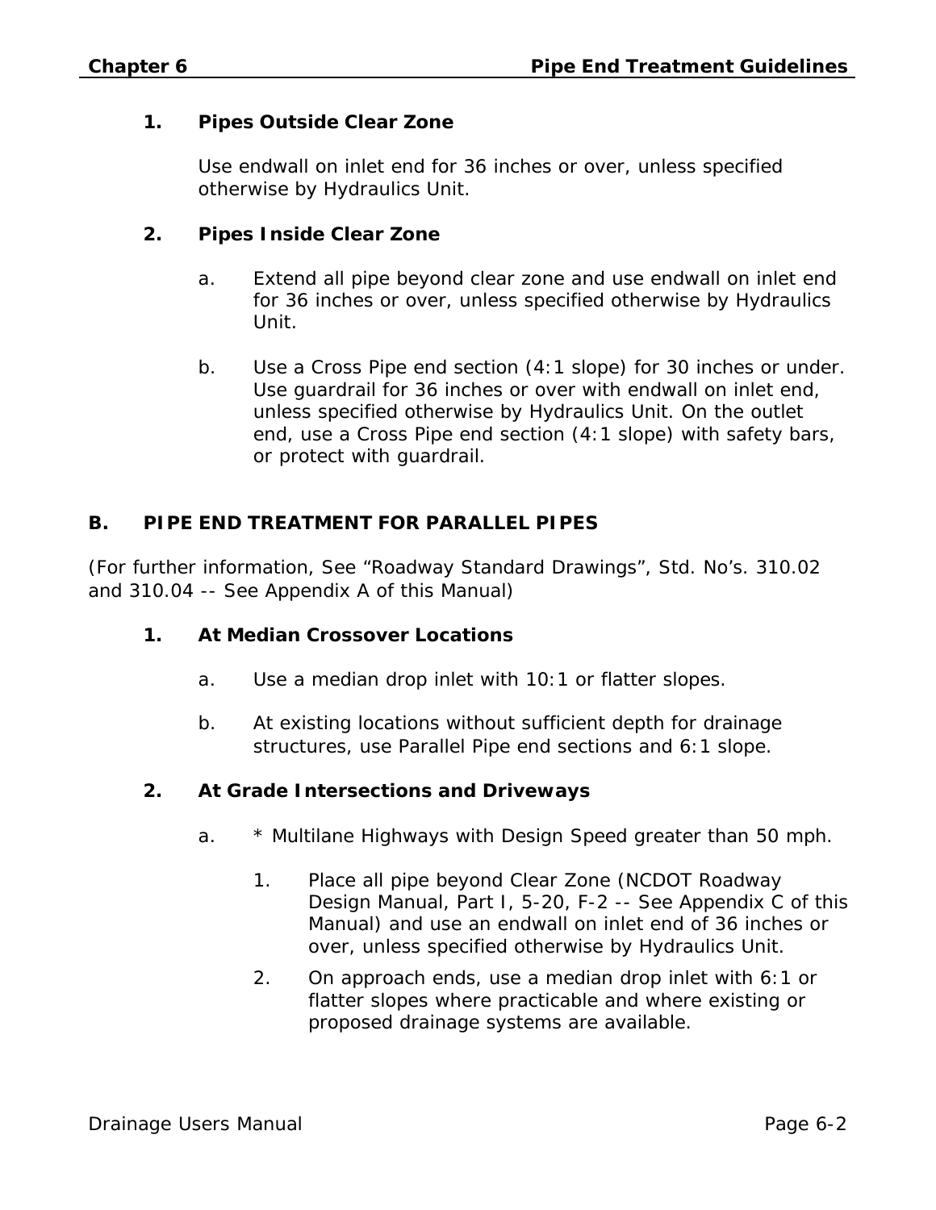1. **Pipes Outside Clear Zone**

   Use endwall on inlet end for 36 inches or over, unless specified otherwise by Hydraulics Unit.

2. **Pipes Inside Clear Zone**

   a. Extend all pipe beyond clear zone and use endwall on inlet end for 36 inches or over, unless specified otherwise by Hydraulics Unit.

   b. Use a Cross Pipe end section (4:1 slope) for 30 inches or under. Use guardrail for 36 inches or over with endwall on inlet end, unless specified otherwise by Hydraulics Unit. On the outlet end, use a Cross Pipe end section (4:1 slope) with safety bars, or protect with guardrail.

## B. PIPE END TREATMENT FOR PARALLEL PIPES

(For further information, See “Roadway Standard Drawings”, Std. No’s. 310.02 and 310.04 -- See Appendix A of this Manual)

1. **At Median Crossover Locations**

   a. Use a median drop inlet with 10:1 or flatter slopes.

   b. At existing locations without sufficient depth for drainage structures, use Parallel Pipe end sections and 6:1 slope.

2. **At Grade Intersections and Driveways**

   a. * Multilane Highways with Design Speed greater than 50 mph.

      1. Place all pipe beyond Clear Zone (NCDOT Roadway Design Manual, Part I, 5-20, F-2 -- See Appendix C of this Manual) and use an endwall on inlet end of 36 inches or over, unless specified otherwise by Hydraulics Unit.
      2. On approach ends, use a median drop inlet with 6:1 or flatter slopes where practicable and where existing or proposed drainage systems are available.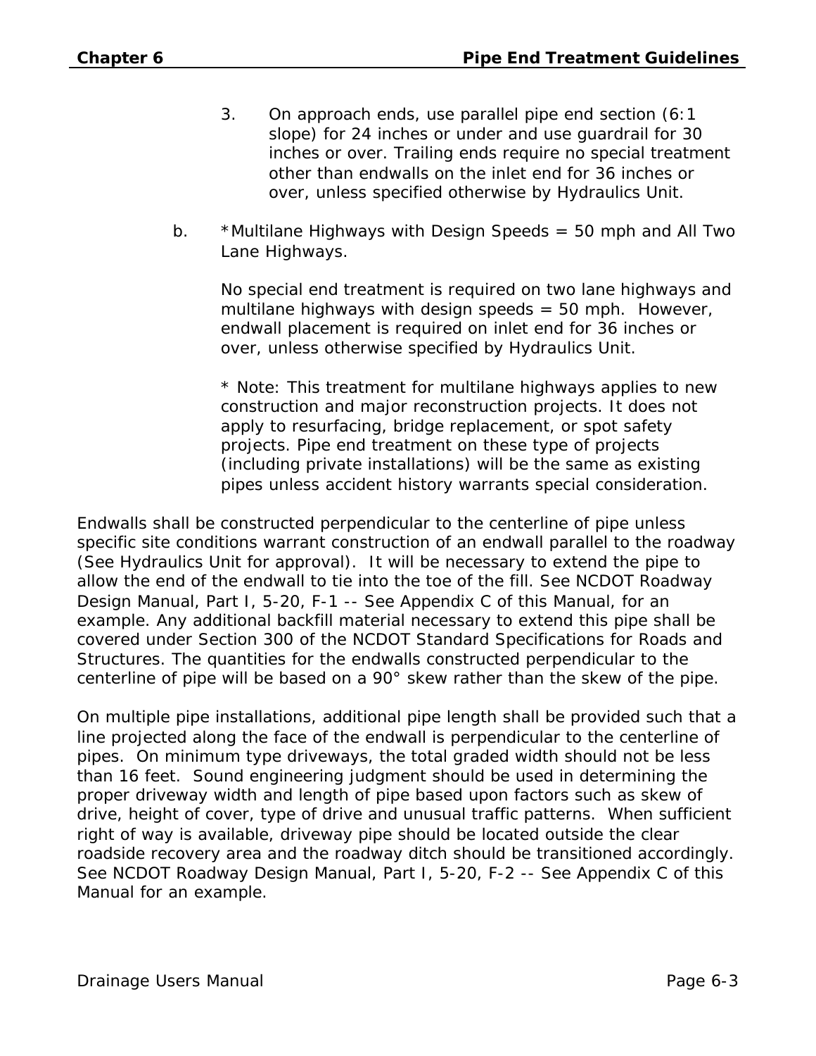3. On approach ends, use parallel pipe end section (6:1 slope) for 24 inches or under and use guardrail for 30 inches or over. Trailing ends require no special treatment other than endwalls on the inlet end for 36 inches or over, unless specified otherwise by Hydraulics Unit.

b. *Multilane Highways with Design Speeds = 50 mph and All Two Lane Highways.

   No special end treatment is required on two lane highways and multilane highways with design speeds = 50 mph. However, endwall placement is required on inlet end for 36 inches or over, unless otherwise specified by Hydraulics Unit.

   * Note: This treatment for multilane highways applies to new construction and major reconstruction projects. It does not apply to resurfacing, bridge replacement, or spot safety projects. Pipe end treatment on these type of projects (including private installations) will be the same as existing pipes unless accident history warrants special consideration.

Endwalls shall be constructed perpendicular to the centerline of pipe unless specific site conditions warrant construction of an endwall parallel to the roadway (See Hydraulics Unit for approval). It will be necessary to extend the pipe to allow the end of the endwall to tie into the toe of the fill. See NCDOT Roadway Design Manual, Part I, 5-20, F-1 -- See Appendix C of this Manual, for an example. Any additional backfill material necessary to extend this pipe shall be covered under Section 300 of the NCDOT Standard Specifications for Roads and Structures. The quantities for the endwalls constructed perpendicular to the centerline of pipe will be based on a 90° skew rather than the skew of the pipe.

On multiple pipe installations, additional pipe length shall be provided such that a line projected along the face of the endwall is perpendicular to the centerline of pipes. On minimum type driveways, the total graded width should not be less than 16 feet. Sound engineering judgment should be used in determining the proper driveway width and length of pipe based upon factors such as skew of drive, height of cover, type of drive and unusual traffic patterns. When sufficient right of way is available, driveway pipe should be located outside the clear roadside recovery area and the roadway ditch should be transitioned accordingly. See NCDOT Roadway Design Manual, Part I, 5-20, F-2 -- See Appendix C of this Manual for an example.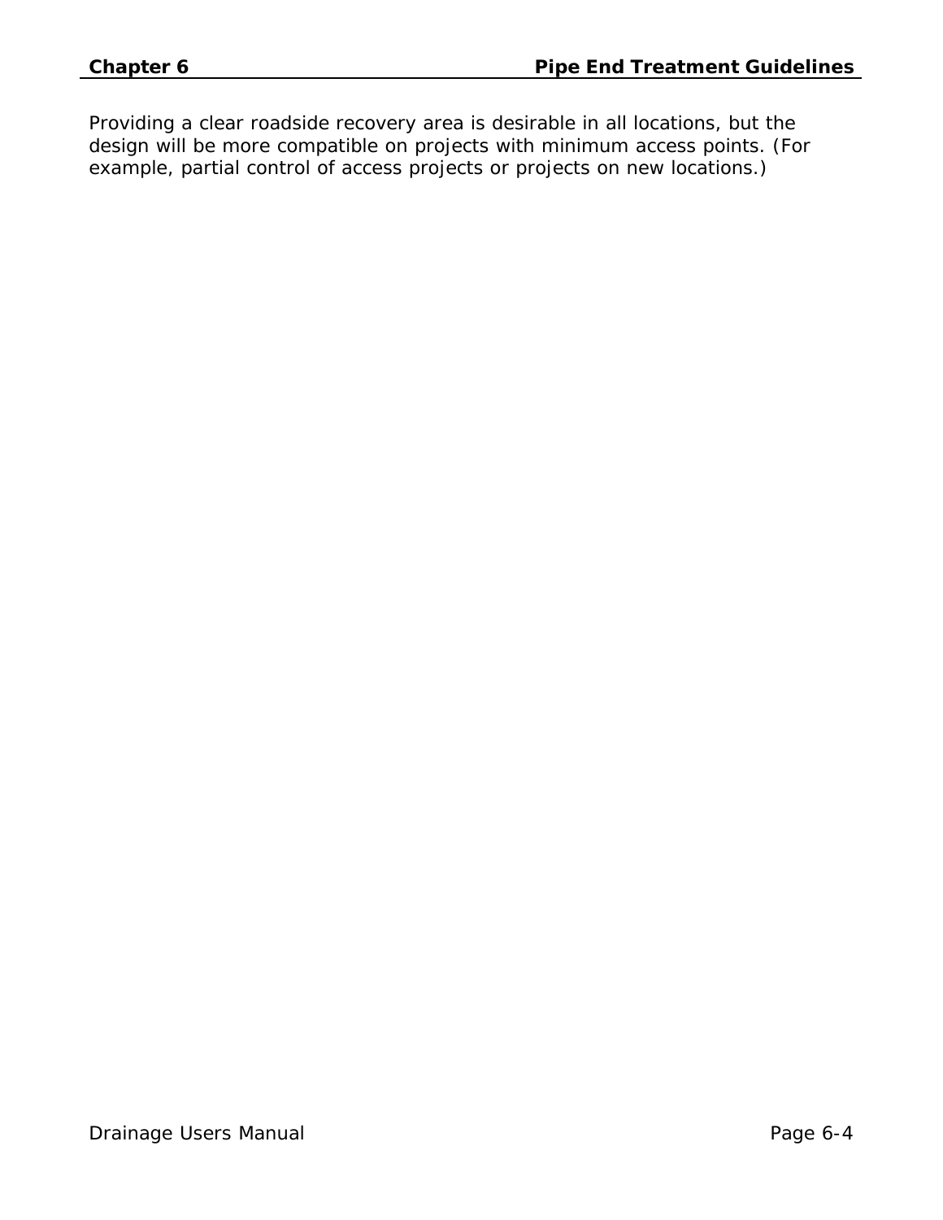Providing a clear roadside recovery area is desirable in all locations, but the design will be more compatible on projects with minimum access points. (For example, partial control of access projects or projects on new locations.)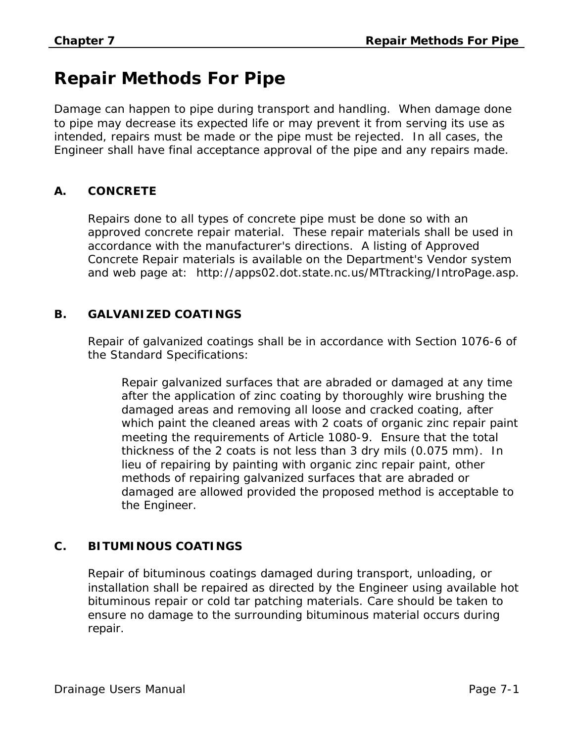# Repair Methods For Pipe

Damage can happen to pipe during transport and handling. When damage done to pipe may decrease its expected life or may prevent it from serving its use as intended, repairs must be made or the pipe must be rejected. In all cases, the Engineer shall have final acceptance approval of the pipe and any repairs made.

## A. CONCRETE

Repairs done to all types of concrete pipe must be done so with an approved concrete repair material. These repair materials shall be used in accordance with the manufacturer's directions. A listing of Approved Concrete Repair materials is available on the Department's Vendor system and web page at: http://apps02.dot.state.nc.us/MTtracking/IntroPage.asp.

## B. GALVANIZED COATINGS

Repair of galvanized coatings shall be in accordance with Section 1076-6 of the Standard Specifications:

> Repair galvanized surfaces that are abraded or damaged at any time after the application of zinc coating by thoroughly wire brushing the damaged areas and removing all loose and cracked coating, after which paint the cleaned areas with 2 coats of organic zinc repair paint meeting the requirements of Article 1080-9. Ensure that the total thickness of the 2 coats is not less than 3 dry mils (0.075 mm). In lieu of repairing by painting with organic zinc repair paint, other methods of repairing galvanized surfaces that are abraded or damaged are allowed provided the proposed method is acceptable to the Engineer.

## C. BITUMINOUS COATINGS

Repair of bituminous coatings damaged during transport, unloading, or installation shall be repaired as directed by the Engineer using available hot bituminous repair or cold tar patching materials. Care should be taken to ensure no damage to the surrounding bituminous material occurs during repair.